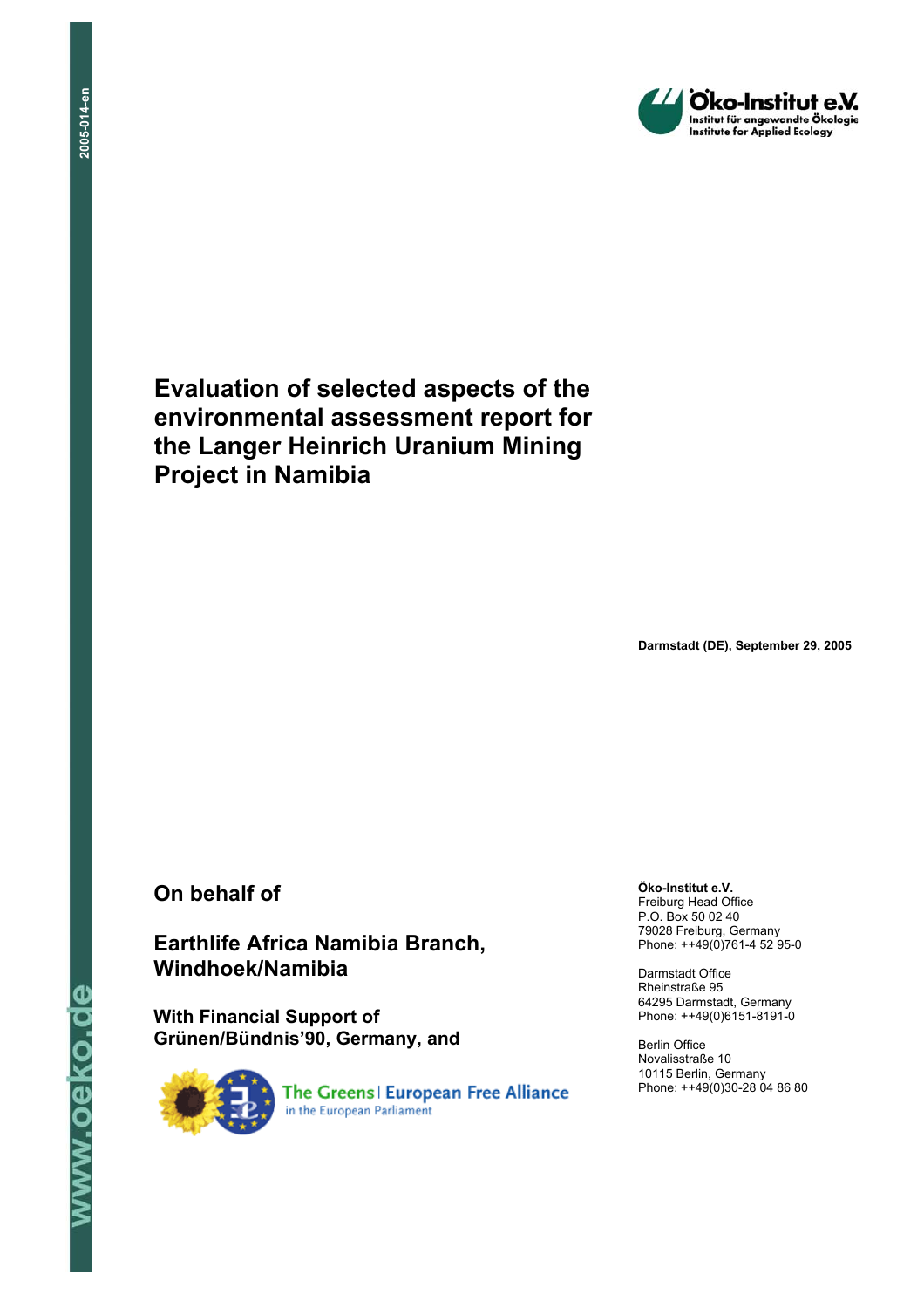Öko-Institut e.V.
Institut für angewandte Ökologie
Institute for Applied Ecology

# Evaluation of selected aspects of the environmental assessment report for the Langer Heinrich Uranium Mining Project in Namibia

**Darmstadt (DE), September 29, 2005**

## On behalf of

## Earthlife Africa Namibia Branch, Windhoek/Namibia

### With Financial Support of Grünen/Bündnis'90, Germany, and

The Greens | European Free Alliance
in the European Parliament

**Öko-Institut e.V.**
Freiburg Head Office
P.O. Box 50 02 40
79028 Freiburg, Germany
Phone: ++49(0)761-4 52 95-0

Darmstadt Office
Rheinstraße 95
64295 Darmstadt, Germany
Phone: ++49(0)6151-8191-0

Berlin Office
Novalisstraße 10
10115 Berlin, Germany
Phone: ++49(0)30-28 04 86 80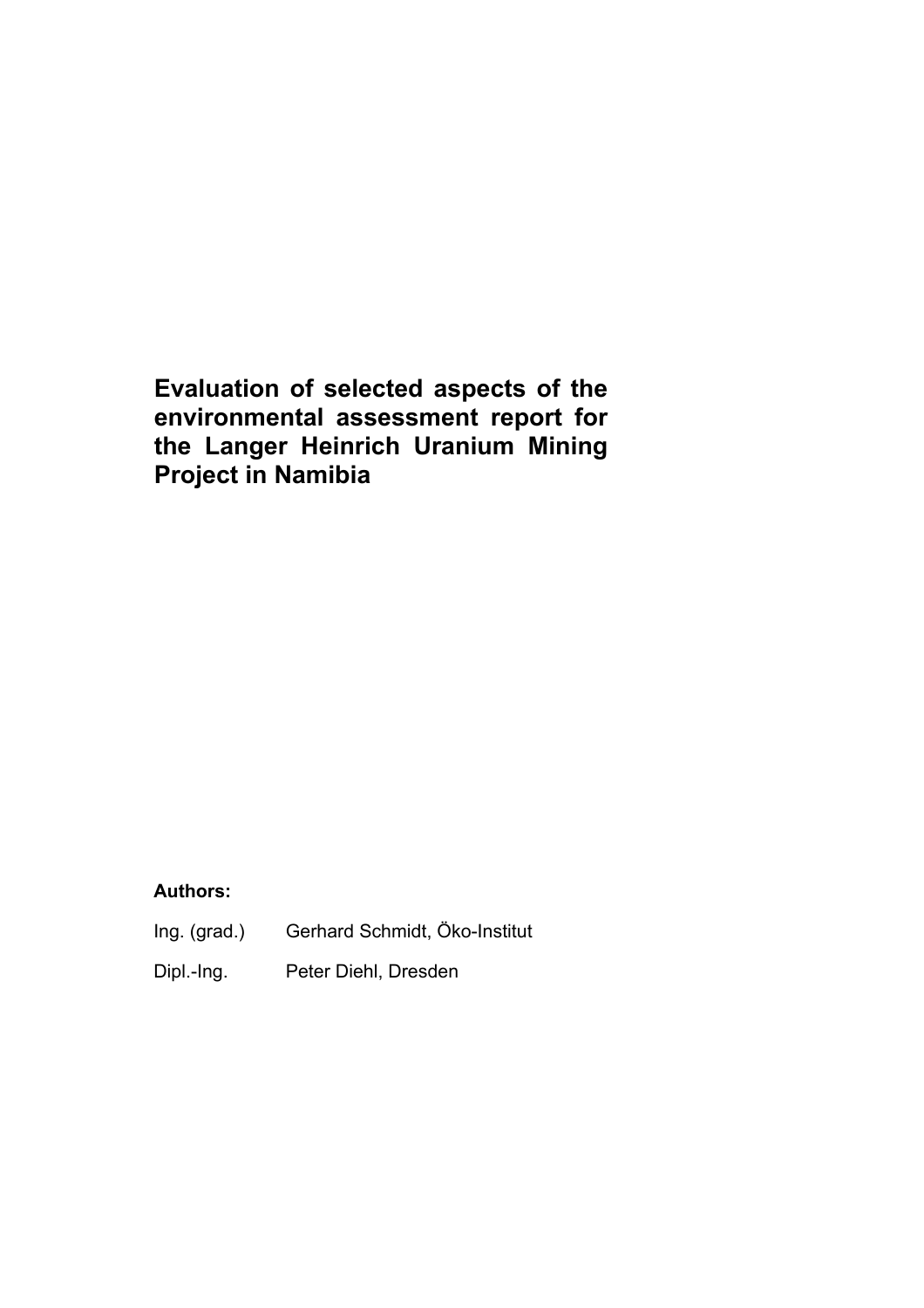# Evaluation of selected aspects of the environmental assessment report for the Langer Heinrich Uranium Mining Project in Namibia

**Authors:**

Ing. (grad.) Gerhard Schmidt, Öko-Institut

Dipl.-Ing. Peter Diehl, Dresden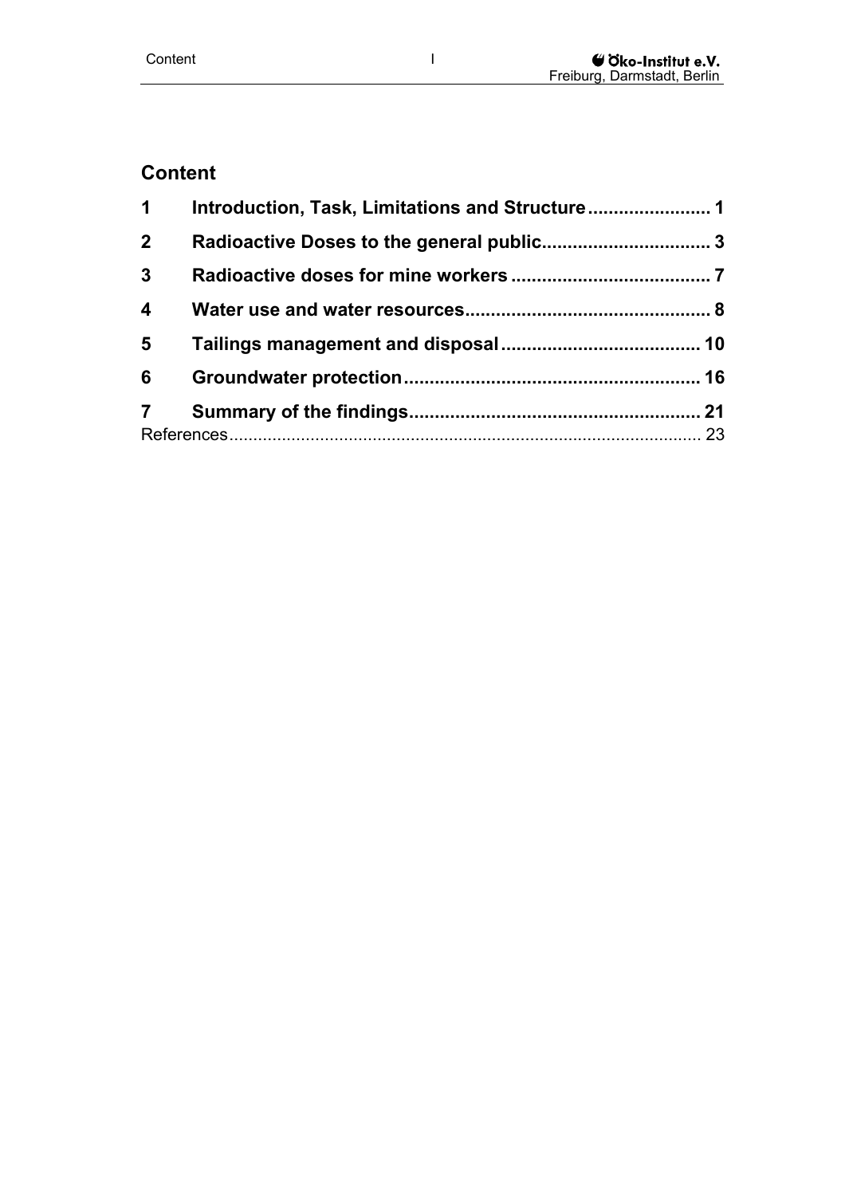## Content

| | | |
|---|---|---|
| **1** | **Introduction, Task, Limitations and Structure** | **1** |
| **2** | **Radioactive Doses to the general public** | **3** |
| **3** | **Radioactive doses for mine workers** | **7** |
| **4** | **Water use and water resources** | **8** |
| **5** | **Tailings management and disposal** | **10** |
| **6** | **Groundwater protection** | **16** |
| **7** | **Summary of the findings** | **21** |
| | References | 23 |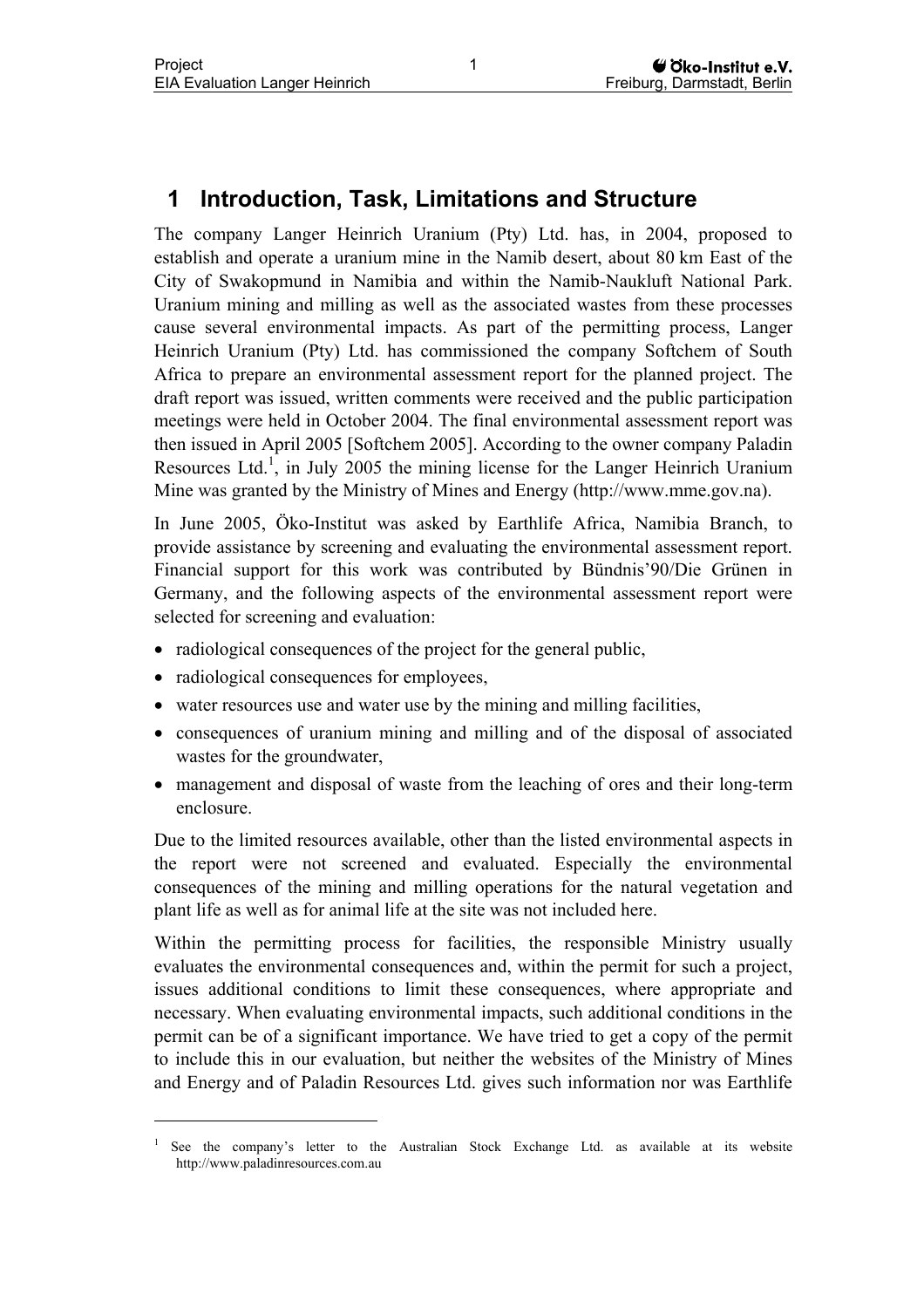# 1 Introduction, Task, Limitations and Structure

The company Langer Heinrich Uranium (Pty) Ltd. has, in 2004, proposed to establish and operate a uranium mine in the Namib desert, about 80 km East of the City of Swakopmund in Namibia and within the Namib-Naukluft National Park. Uranium mining and milling as well as the associated wastes from these processes cause several environmental impacts. As part of the permitting process, Langer Heinrich Uranium (Pty) Ltd. has commissioned the company Softchem of South Africa to prepare an environmental assessment report for the planned project. The draft report was issued, written comments were received and the public participation meetings were held in October 2004. The final environmental assessment report was then issued in April 2005 [Softchem 2005]. According to the owner company Paladin Resources Ltd.[1], in July 2005 the mining license for the Langer Heinrich Uranium Mine was granted by the Ministry of Mines and Energy (http://www.mme.gov.na).

In June 2005, Öko-Institut was asked by Earthlife Africa, Namibia Branch, to provide assistance by screening and evaluating the environmental assessment report. Financial support for this work was contributed by Bündnis'90/Die Grünen in Germany, and the following aspects of the environmental assessment report were selected for screening and evaluation:

- radiological consequences of the project for the general public,
- radiological consequences for employees,
- water resources use and water use by the mining and milling facilities,
- consequences of uranium mining and milling and of the disposal of associated wastes for the groundwater,
- management and disposal of waste from the leaching of ores and their long-term enclosure.

Due to the limited resources available, other than the listed environmental aspects in the report were not screened and evaluated. Especially the environmental consequences of the mining and milling operations for the natural vegetation and plant life as well as for animal life at the site was not included here.

Within the permitting process for facilities, the responsible Ministry usually evaluates the environmental consequences and, within the permit for such a project, issues additional conditions to limit these consequences, where appropriate and necessary. When evaluating environmental impacts, such additional conditions in the permit can be of a significant importance. We have tried to get a copy of the permit to include this in our evaluation, but neither the websites of the Ministry of Mines and Energy and of Paladin Resources Ltd. gives such information nor was Earthlife

---

[1] See the company's letter to the Australian Stock Exchange Ltd. as available at its website http://www.paladinresources.com.au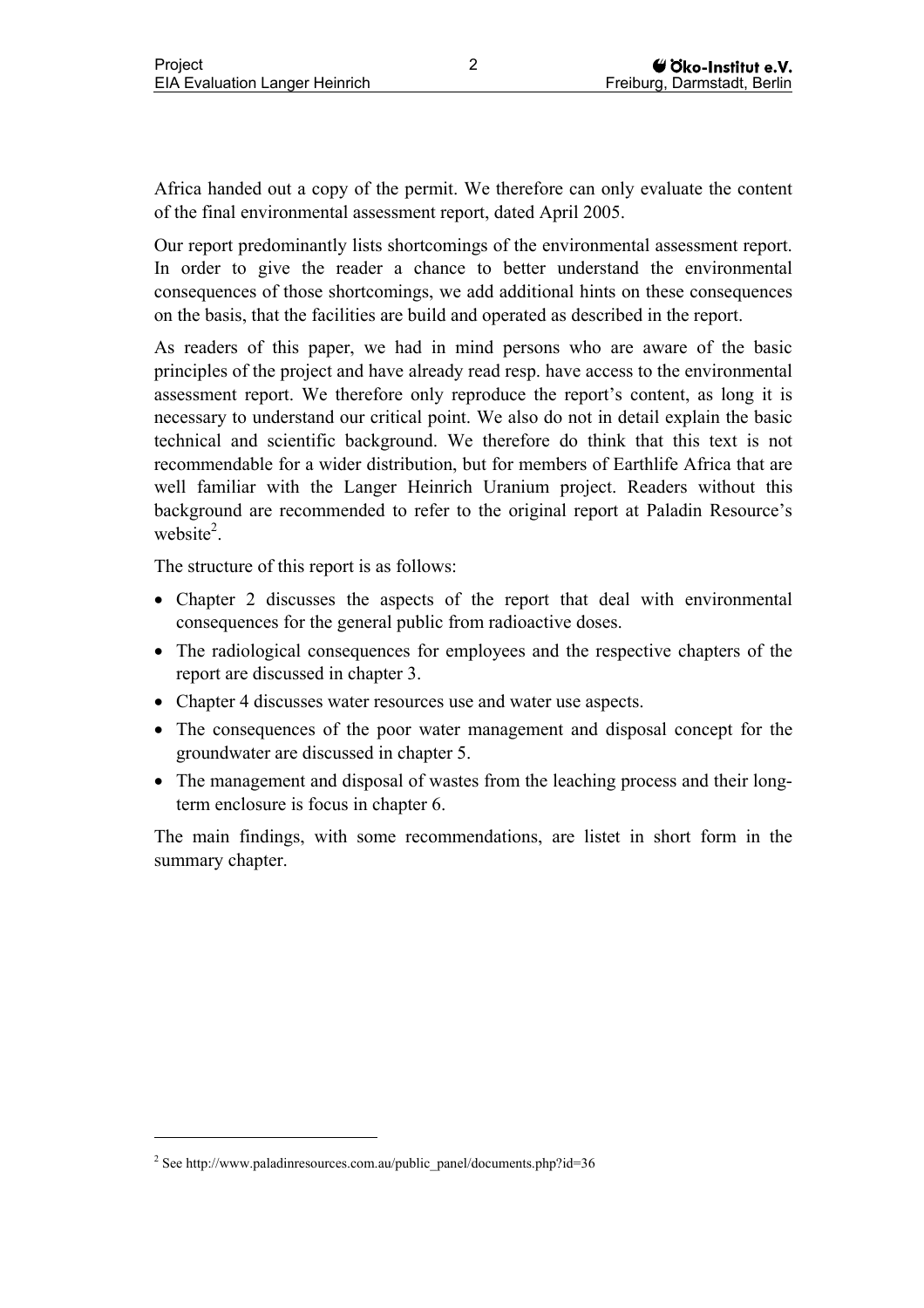Africa handed out a copy of the permit. We therefore can only evaluate the content of the final environmental assessment report, dated April 2005.

Our report predominantly lists shortcomings of the environmental assessment report. In order to give the reader a chance to better understand the environmental consequences of those shortcomings, we add additional hints on these consequences on the basis, that the facilities are build and operated as described in the report.

As readers of this paper, we had in mind persons who are aware of the basic principles of the project and have already read resp. have access to the environmental assessment report. We therefore only reproduce the report's content, as long it is necessary to understand our critical point. We also do not in detail explain the basic technical and scientific background. We therefore do think that this text is not recommendable for a wider distribution, but for members of Earthlife Africa that are well familiar with the Langer Heinrich Uranium project. Readers without this background are recommended to refer to the original report at Paladin Resource's website[2].

The structure of this report is as follows:

- Chapter 2 discusses the aspects of the report that deal with environmental consequences for the general public from radioactive doses.
- The radiological consequences for employees and the respective chapters of the report are discussed in chapter 3.
- Chapter 4 discusses water resources use and water use aspects.
- The consequences of the poor water management and disposal concept for the groundwater are discussed in chapter 5.
- The management and disposal of wastes from the leaching process and their long-term enclosure is focus in chapter 6.

The main findings, with some recommendations, are listet in short form in the summary chapter.

---

[2] See http://www.paladinresources.com.au/public_panel/documents.php?id=36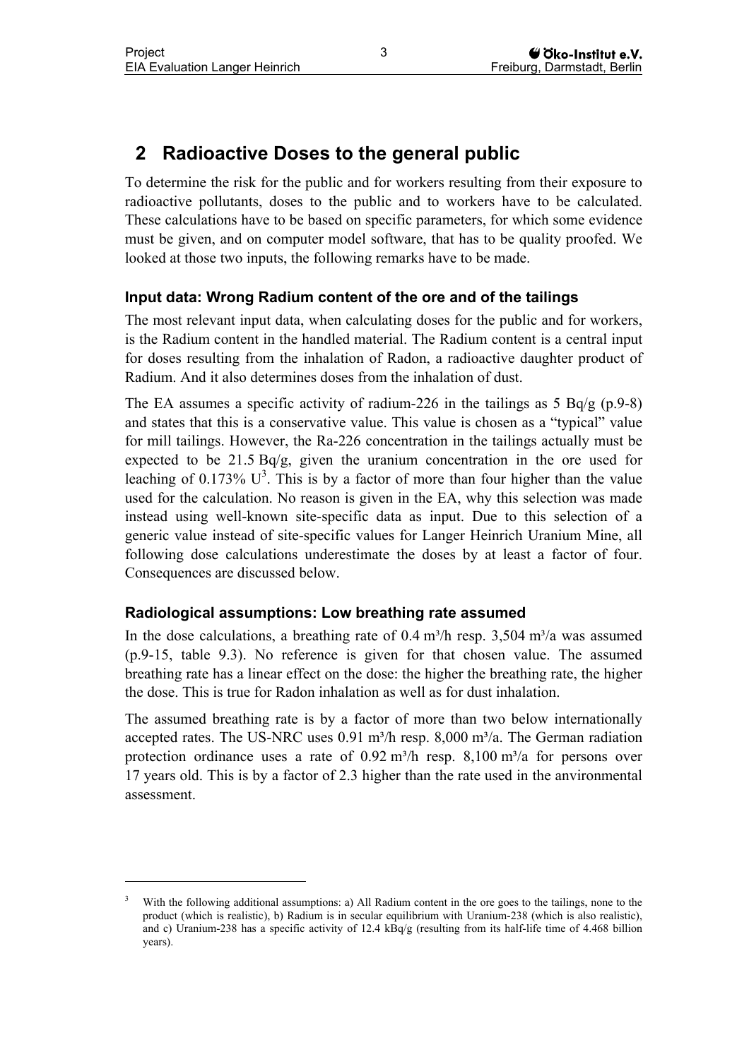# 2 Radioactive Doses to the general public

To determine the risk for the public and for workers resulting from their exposure to radioactive pollutants, doses to the public and to workers have to be calculated. These calculations have to be based on specific parameters, for which some evidence must be given, and on computer model software, that has to be quality proofed. We looked at those two inputs, the following remarks have to be made.

### Input data: Wrong Radium content of the ore and of the tailings

The most relevant input data, when calculating doses for the public and for workers, is the Radium content in the handled material. The Radium content is a central input for doses resulting from the inhalation of Radon, a radioactive daughter product of Radium. And it also determines doses from the inhalation of dust.

The EA assumes a specific activity of radium-226 in the tailings as 5 Bq/g (p.9-8) and states that this is a conservative value. This value is chosen as a "typical" value for mill tailings. However, the Ra-226 concentration in the tailings actually must be expected to be 21.5 Bq/g, given the uranium concentration in the ore used for leaching of 0.173% U[3]. This is by a factor of more than four higher than the value used for the calculation. No reason is given in the EA, why this selection was made instead using well-known site-specific data as input. Due to this selection of a generic value instead of site-specific values for Langer Heinrich Uranium Mine, all following dose calculations underestimate the doses by at least a factor of four. Consequences are discussed below.

### Radiological assumptions: Low breathing rate assumed

In the dose calculations, a breathing rate of 0.4 m³/h resp. 3,504 m³/a was assumed (p.9-15, table 9.3). No reference is given for that chosen value. The assumed breathing rate has a linear effect on the dose: the higher the breathing rate, the higher the dose. This is true for Radon inhalation as well as for dust inhalation.

The assumed breathing rate is by a factor of more than two below internationally accepted rates. The US-NRC uses 0.91 m³/h resp. 8,000 m³/a. The German radiation protection ordinance uses a rate of 0.92 m³/h resp. 8,100 m³/a for persons over 17 years old. This is by a factor of 2.3 higher than the rate used in the anvironmental assessment.

---

[3] With the following additional assumptions: a) All Radium content in the ore goes to the tailings, none to the product (which is realistic), b) Radium is in secular equilibrium with Uranium-238 (which is also realistic), and c) Uranium-238 has a specific activity of 12.4 kBq/g (resulting from its half-life time of 4.468 billion years).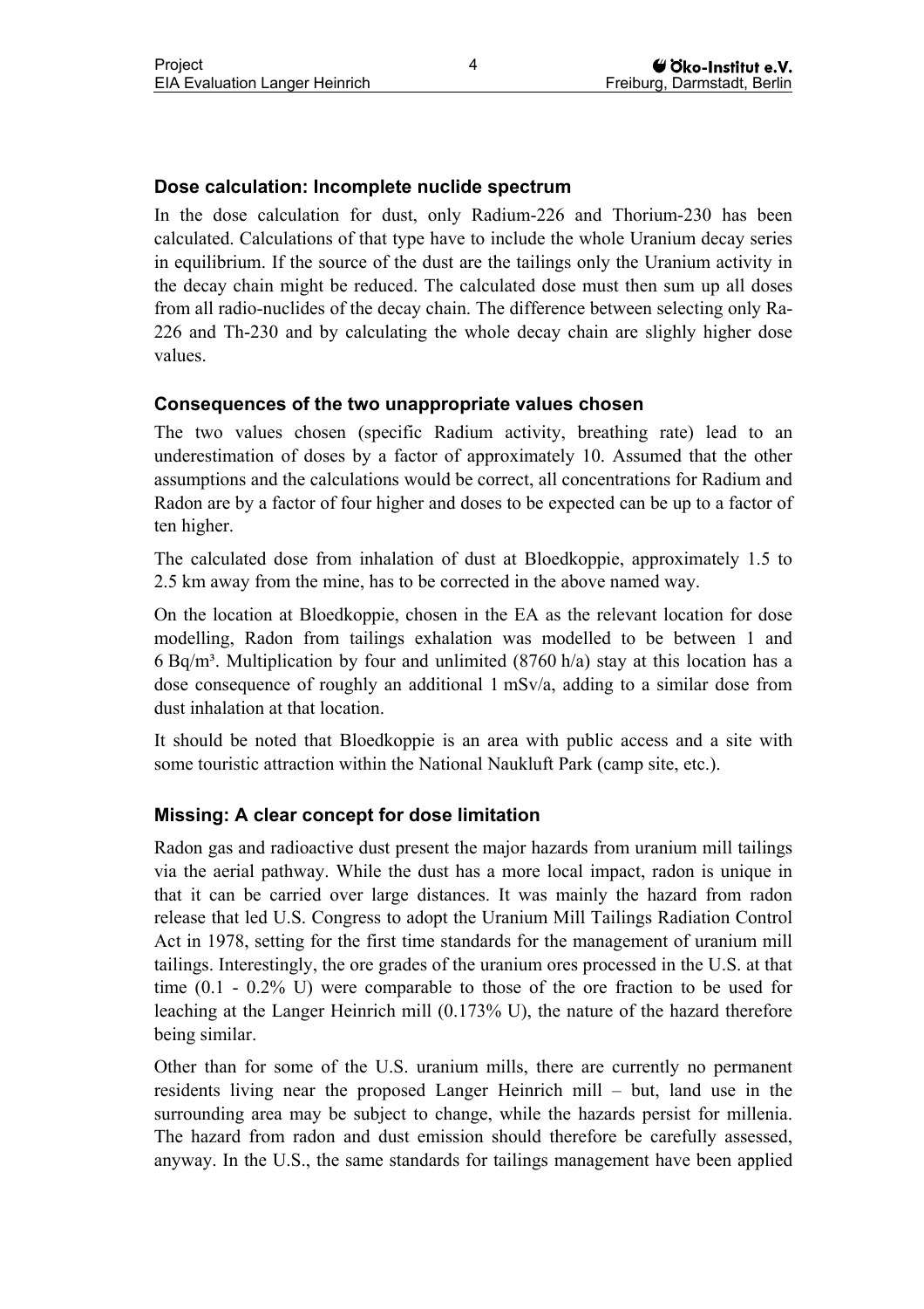### Dose calculation: Incomplete nuclide spectrum

In the dose calculation for dust, only Radium-226 and Thorium-230 has been calculated. Calculations of that type have to include the whole Uranium decay series in equilibrium. If the source of the dust are the tailings only the Uranium activity in the decay chain might be reduced. The calculated dose must then sum up all doses from all radio-nuclides of the decay chain. The difference between selecting only Ra-226 and Th-230 and by calculating the whole decay chain are slighly higher dose values.

### Consequences of the two unappropriate values chosen

The two values chosen (specific Radium activity, breathing rate) lead to an underestimation of doses by a factor of approximately 10. Assumed that the other assumptions and the calculations would be correct, all concentrations for Radium and Radon are by a factor of four higher and doses to be expected can be up to a factor of ten higher.

The calculated dose from inhalation of dust at Bloedkoppie, approximately 1.5 to 2.5 km away from the mine, has to be corrected in the above named way.

On the location at Bloedkoppie, chosen in the EA as the relevant location for dose modelling, Radon from tailings exhalation was modelled to be between 1 and 6 Bq/m³. Multiplication by four and unlimited (8760 h/a) stay at this location has a dose consequence of roughly an additional 1 mSv/a, adding to a similar dose from dust inhalation at that location.

It should be noted that Bloedkoppie is an area with public access and a site with some touristic attraction within the National Naukluft Park (camp site, etc.).

### Missing: A clear concept for dose limitation

Radon gas and radioactive dust present the major hazards from uranium mill tailings via the aerial pathway. While the dust has a more local impact, radon is unique in that it can be carried over large distances. It was mainly the hazard from radon release that led U.S. Congress to adopt the Uranium Mill Tailings Radiation Control Act in 1978, setting for the first time standards for the management of uranium mill tailings. Interestingly, the ore grades of the uranium ores processed in the U.S. at that time (0.1 - 0.2% U) were comparable to those of the ore fraction to be used for leaching at the Langer Heinrich mill (0.173% U), the nature of the hazard therefore being similar.

Other than for some of the U.S. uranium mills, there are currently no permanent residents living near the proposed Langer Heinrich mill – but, land use in the surrounding area may be subject to change, while the hazards persist for millenia. The hazard from radon and dust emission should therefore be carefully assessed, anyway. In the U.S., the same standards for tailings management have been applied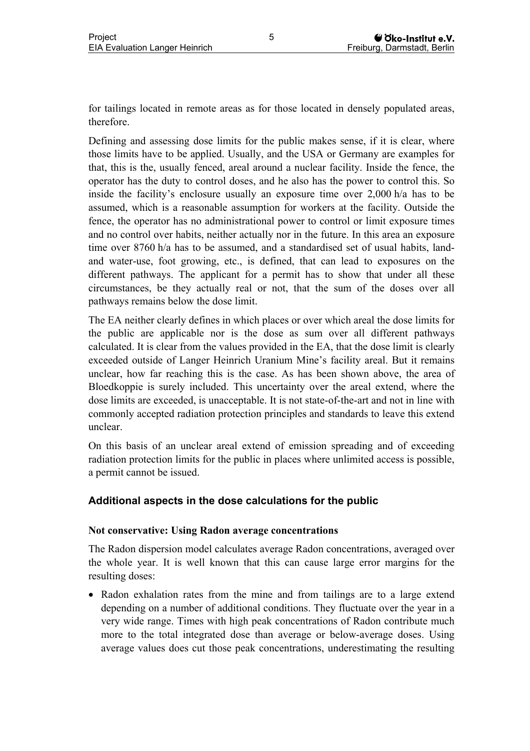for tailings located in remote areas as for those located in densely populated areas, therefore.

Defining and assessing dose limits for the public makes sense, if it is clear, where those limits have to be applied. Usually, and the USA or Germany are examples for that, this is the, usually fenced, areal around a nuclear facility. Inside the fence, the operator has the duty to control doses, and he also has the power to control this. So inside the facility's enclosure usually an exposure time over 2,000 h/a has to be assumed, which is a reasonable assumption for workers at the facility. Outside the fence, the operator has no administrational power to control or limit exposure times and no control over habits, neither actually nor in the future. In this area an exposure time over 8760 h/a has to be assumed, and a standardised set of usual habits, land- and water-use, foot growing, etc., is defined, that can lead to exposures on the different pathways. The applicant for a permit has to show that under all these circumstances, be they actually real or not, that the sum of the doses over all pathways remains below the dose limit.

The EA neither clearly defines in which places or over which areal the dose limits for the public are applicable nor is the dose as sum over all different pathways calculated. It is clear from the values provided in the EA, that the dose limit is clearly exceeded outside of Langer Heinrich Uranium Mine's facility areal. But it remains unclear, how far reaching this is the case. As has been shown above, the area of Bloedkoppie is surely included. This uncertainty over the areal extend, where the dose limits are exceeded, is unacceptable. It is not state-of-the-art and not in line with commonly accepted radiation protection principles and standards to leave this extend unclear.

On this basis of an unclear areal extend of emission spreading and of exceeding radiation protection limits for the public in places where unlimited access is possible, a permit cannot be issued.

## Additional aspects in the dose calculations for the public

### Not conservative: Using Radon average concentrations

The Radon dispersion model calculates average Radon concentrations, averaged over the whole year. It is well known that this can cause large error margins for the resulting doses:

- Radon exhalation rates from the mine and from tailings are to a large extend depending on a number of additional conditions. They fluctuate over the year in a very wide range. Times with high peak concentrations of Radon contribute much more to the total integrated dose than average or below-average doses. Using average values does cut those peak concentrations, underestimating the resulting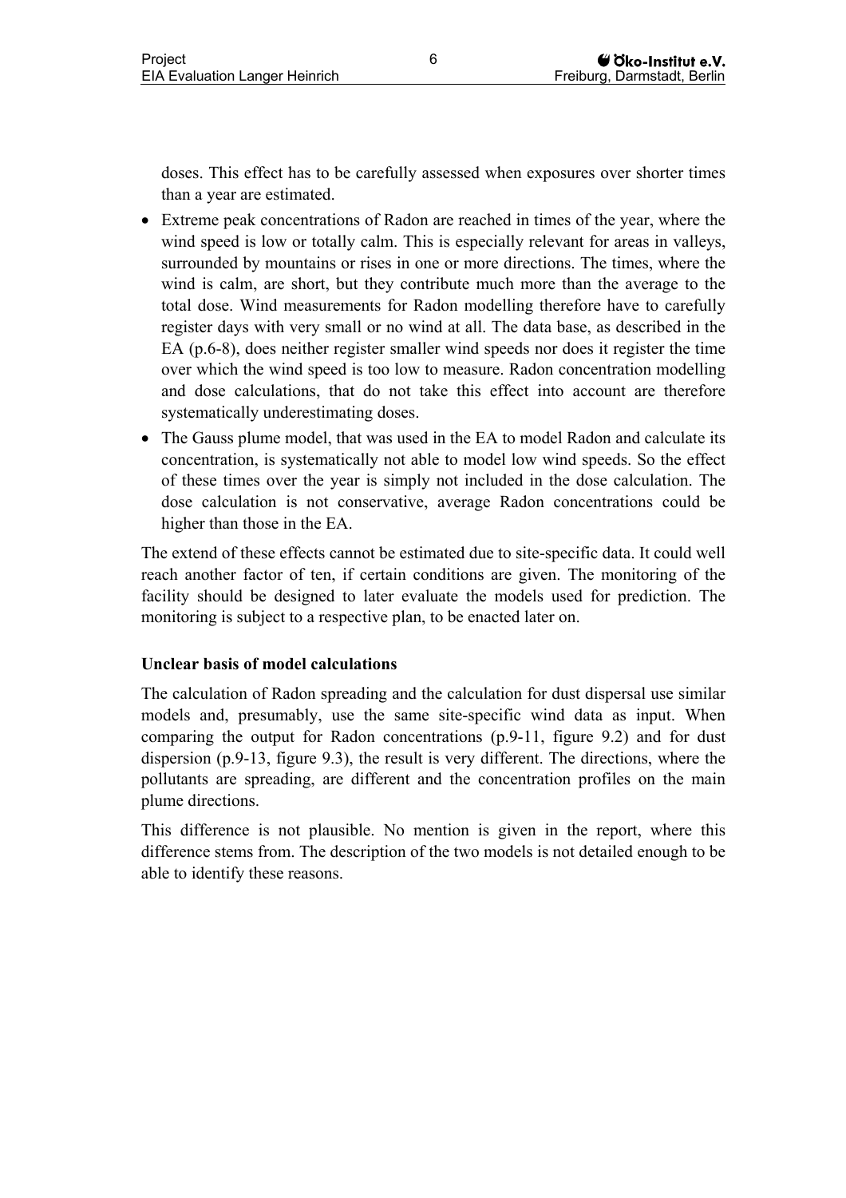doses. This effect has to be carefully assessed when exposures over shorter times than a year are estimated.

- Extreme peak concentrations of Radon are reached in times of the year, where the wind speed is low or totally calm. This is especially relevant for areas in valleys, surrounded by mountains or rises in one or more directions. The times, where the wind is calm, are short, but they contribute much more than the average to the total dose. Wind measurements for Radon modelling therefore have to carefully register days with very small or no wind at all. The data base, as described in the EA (p.6-8), does neither register smaller wind speeds nor does it register the time over which the wind speed is too low to measure. Radon concentration modelling and dose calculations, that do not take this effect into account are therefore systematically underestimating doses.
- The Gauss plume model, that was used in the EA to model Radon and calculate its concentration, is systematically not able to model low wind speeds. So the effect of these times over the year is simply not included in the dose calculation. The dose calculation is not conservative, average Radon concentrations could be higher than those in the EA.

The extend of these effects cannot be estimated due to site-specific data. It could well reach another factor of ten, if certain conditions are given. The monitoring of the facility should be designed to later evaluate the models used for prediction. The monitoring is subject to a respective plan, to be enacted later on.

**Unclear basis of model calculations**

The calculation of Radon spreading and the calculation for dust dispersal use similar models and, presumably, use the same site-specific wind data as input. When comparing the output for Radon concentrations (p.9-11, figure 9.2) and for dust dispersion (p.9-13, figure 9.3), the result is very different. The directions, where the pollutants are spreading, are different and the concentration profiles on the main plume directions.

This difference is not plausible. No mention is given in the report, where this difference stems from. The description of the two models is not detailed enough to be able to identify these reasons.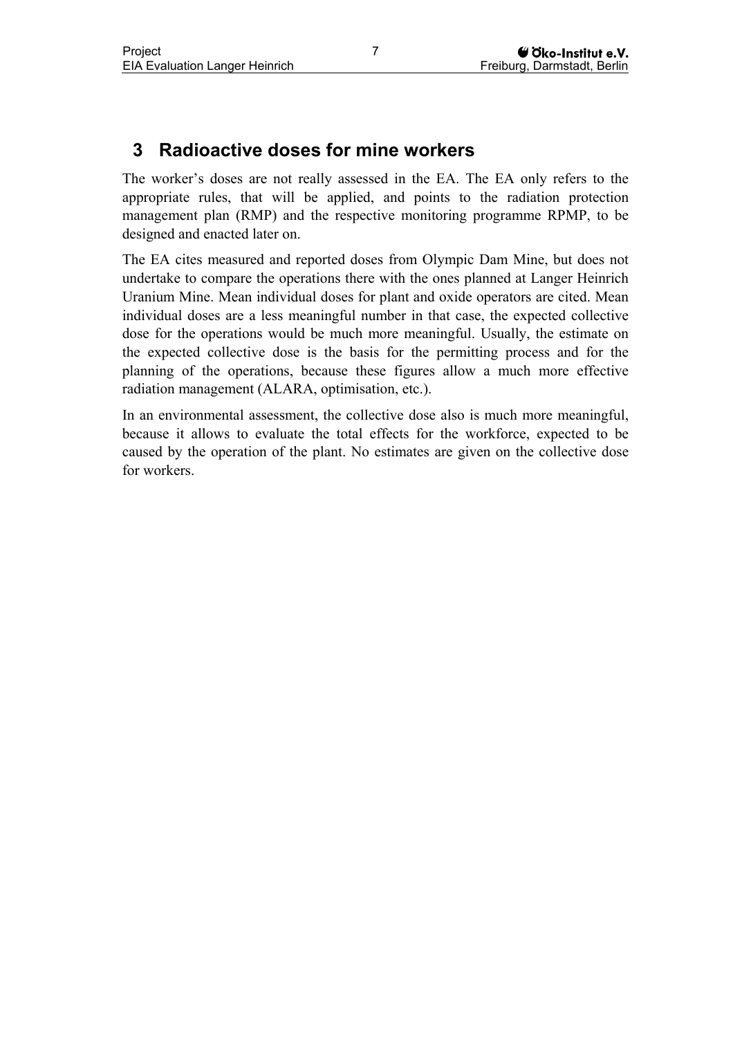# 3 Radioactive doses for mine workers

The worker's doses are not really assessed in the EA. The EA only refers to the appropriate rules, that will be applied, and points to the radiation protection management plan (RMP) and the respective monitoring programme RPMP, to be designed and enacted later on.

The EA cites measured and reported doses from Olympic Dam Mine, but does not undertake to compare the operations there with the ones planned at Langer Heinrich Uranium Mine. Mean individual doses for plant and oxide operators are cited. Mean individual doses are a less meaningful number in that case, the expected collective dose for the operations would be much more meaningful. Usually, the estimate on the expected collective dose is the basis for the permitting process and for the planning of the operations, because these figures allow a much more effective radiation management (ALARA, optimisation, etc.).

In an environmental assessment, the collective dose also is much more meaningful, because it allows to evaluate the total effects for the workforce, expected to be caused by the operation of the plant. No estimates are given on the collective dose for workers.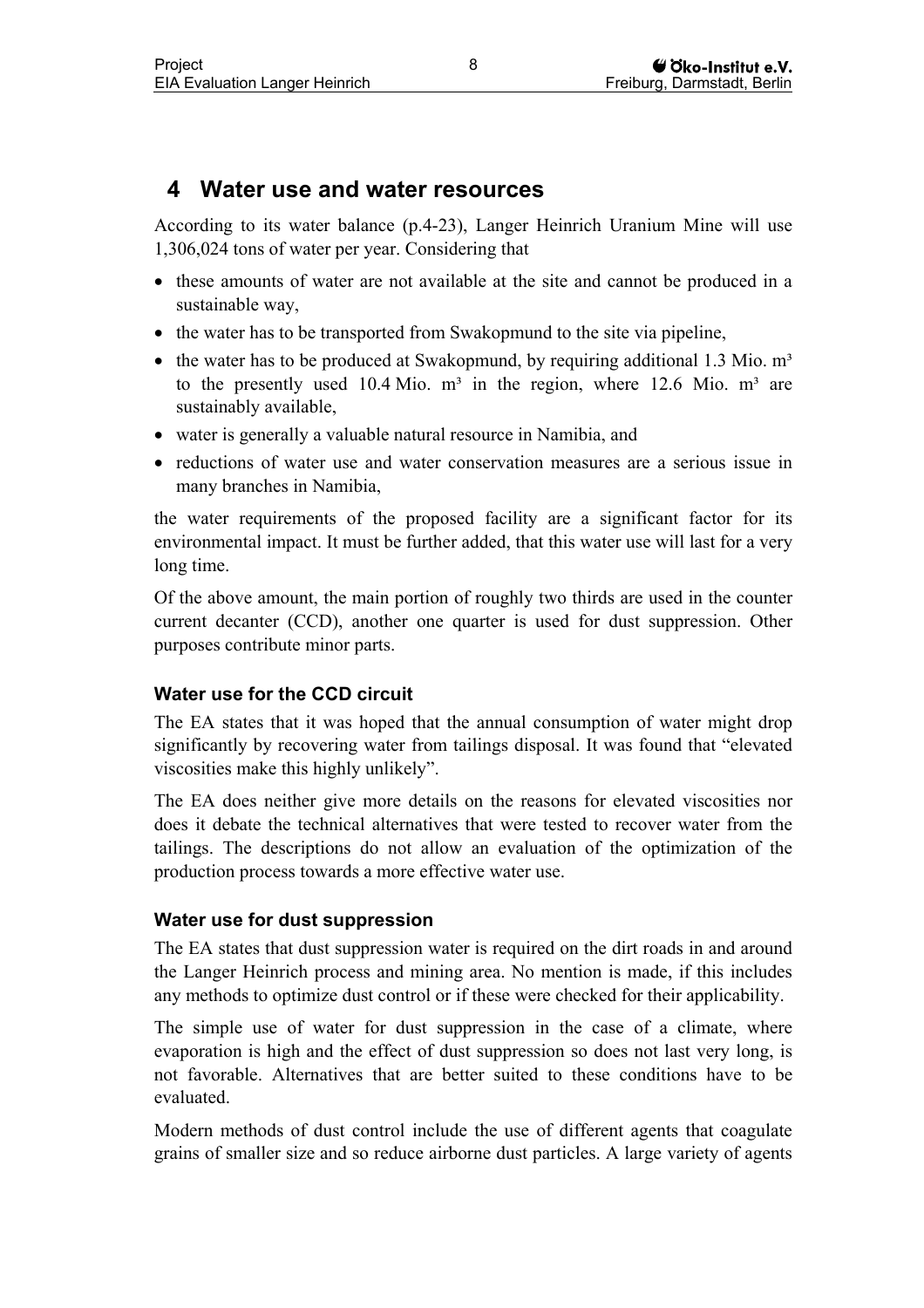# 4 Water use and water resources

According to its water balance (p.4-23), Langer Heinrich Uranium Mine will use 1,306,024 tons of water per year. Considering that

- these amounts of water are not available at the site and cannot be produced in a sustainable way,
- the water has to be transported from Swakopmund to the site via pipeline,
- the water has to be produced at Swakopmund, by requiring additional 1.3 Mio. m³ to the presently used 10.4 Mio. m³ in the region, where 12.6 Mio. m³ are sustainably available,
- water is generally a valuable natural resource in Namibia, and
- reductions of water use and water conservation measures are a serious issue in many branches in Namibia,

the water requirements of the proposed facility are a significant factor for its environmental impact. It must be further added, that this water use will last for a very long time.

Of the above amount, the main portion of roughly two thirds are used in the counter current decanter (CCD), another one quarter is used for dust suppression. Other purposes contribute minor parts.

### Water use for the CCD circuit

The EA states that it was hoped that the annual consumption of water might drop significantly by recovering water from tailings disposal. It was found that "elevated viscosities make this highly unlikely".

The EA does neither give more details on the reasons for elevated viscosities nor does it debate the technical alternatives that were tested to recover water from the tailings. The descriptions do not allow an evaluation of the optimization of the production process towards a more effective water use.

### Water use for dust suppression

The EA states that dust suppression water is required on the dirt roads in and around the Langer Heinrich process and mining area. No mention is made, if this includes any methods to optimize dust control or if these were checked for their applicability.

The simple use of water for dust suppression in the case of a climate, where evaporation is high and the effect of dust suppression so does not last very long, is not favorable. Alternatives that are better suited to these conditions have to be evaluated.

Modern methods of dust control include the use of different agents that coagulate grains of smaller size and so reduce airborne dust particles. A large variety of agents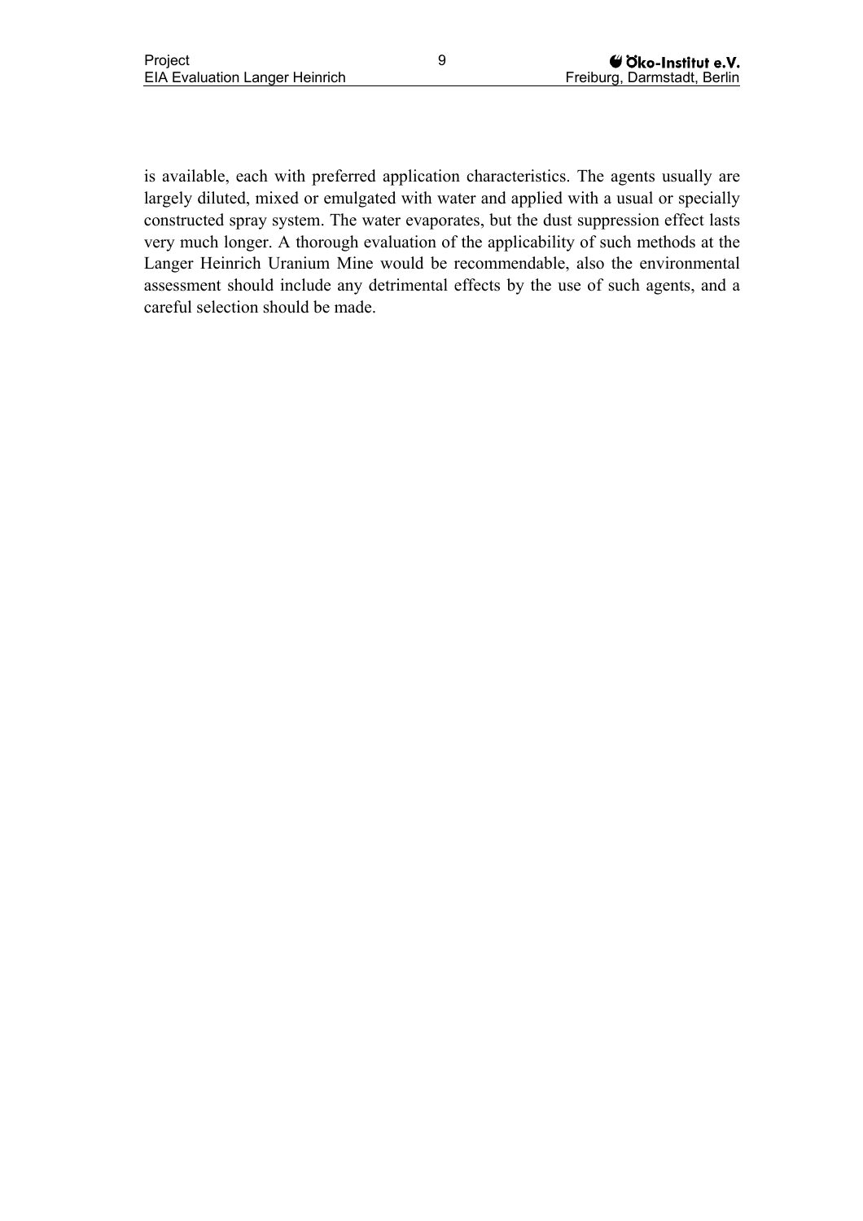is available, each with preferred application characteristics. The agents usually are largely diluted, mixed or emulgated with water and applied with a usual or specially constructed spray system. The water evaporates, but the dust suppression effect lasts very much longer. A thorough evaluation of the applicability of such methods at the Langer Heinrich Uranium Mine would be recommendable, also the environmental assessment should include any detrimental effects by the use of such agents, and a careful selection should be made.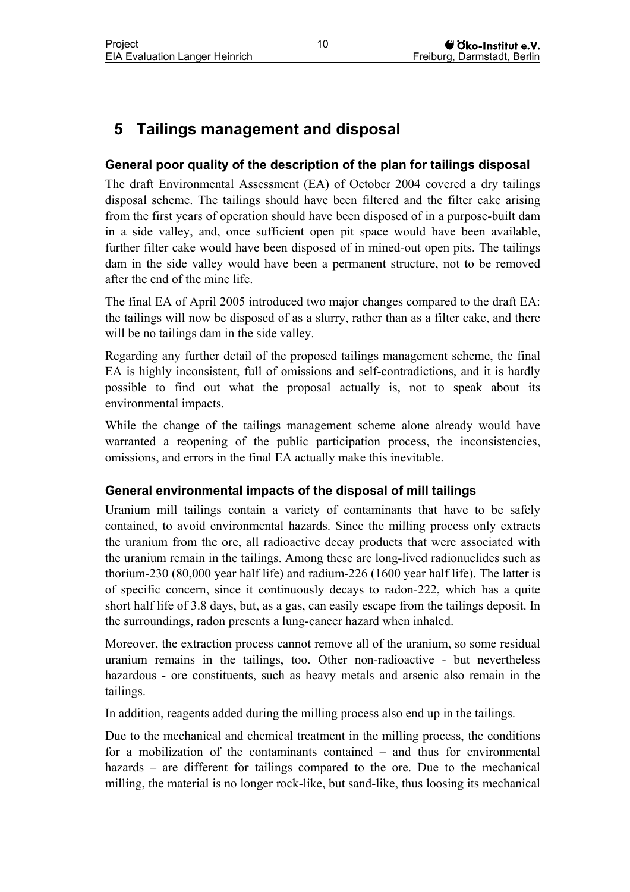# 5 Tailings management and disposal

### General poor quality of the description of the plan for tailings disposal

The draft Environmental Assessment (EA) of October 2004 covered a dry tailings disposal scheme. The tailings should have been filtered and the filter cake arising from the first years of operation should have been disposed of in a purpose-built dam in a side valley, and, once sufficient open pit space would have been available, further filter cake would have been disposed of in mined-out open pits. The tailings dam in the side valley would have been a permanent structure, not to be removed after the end of the mine life.

The final EA of April 2005 introduced two major changes compared to the draft EA: the tailings will now be disposed of as a slurry, rather than as a filter cake, and there will be no tailings dam in the side valley.

Regarding any further detail of the proposed tailings management scheme, the final EA is highly inconsistent, full of omissions and self-contradictions, and it is hardly possible to find out what the proposal actually is, not to speak about its environmental impacts.

While the change of the tailings management scheme alone already would have warranted a reopening of the public participation process, the inconsistencies, omissions, and errors in the final EA actually make this inevitable.

### General environmental impacts of the disposal of mill tailings

Uranium mill tailings contain a variety of contaminants that have to be safely contained, to avoid environmental hazards. Since the milling process only extracts the uranium from the ore, all radioactive decay products that were associated with the uranium remain in the tailings. Among these are long-lived radionuclides such as thorium-230 (80,000 year half life) and radium-226 (1600 year half life). The latter is of specific concern, since it continuously decays to radon-222, which has a quite short half life of 3.8 days, but, as a gas, can easily escape from the tailings deposit. In the surroundings, radon presents a lung-cancer hazard when inhaled.

Moreover, the extraction process cannot remove all of the uranium, so some residual uranium remains in the tailings, too. Other non-radioactive - but nevertheless hazardous - ore constituents, such as heavy metals and arsenic also remain in the tailings.

In addition, reagents added during the milling process also end up in the tailings.

Due to the mechanical and chemical treatment in the milling process, the conditions for a mobilization of the contaminants contained – and thus for environmental hazards – are different for tailings compared to the ore. Due to the mechanical milling, the material is no longer rock-like, but sand-like, thus loosing its mechanical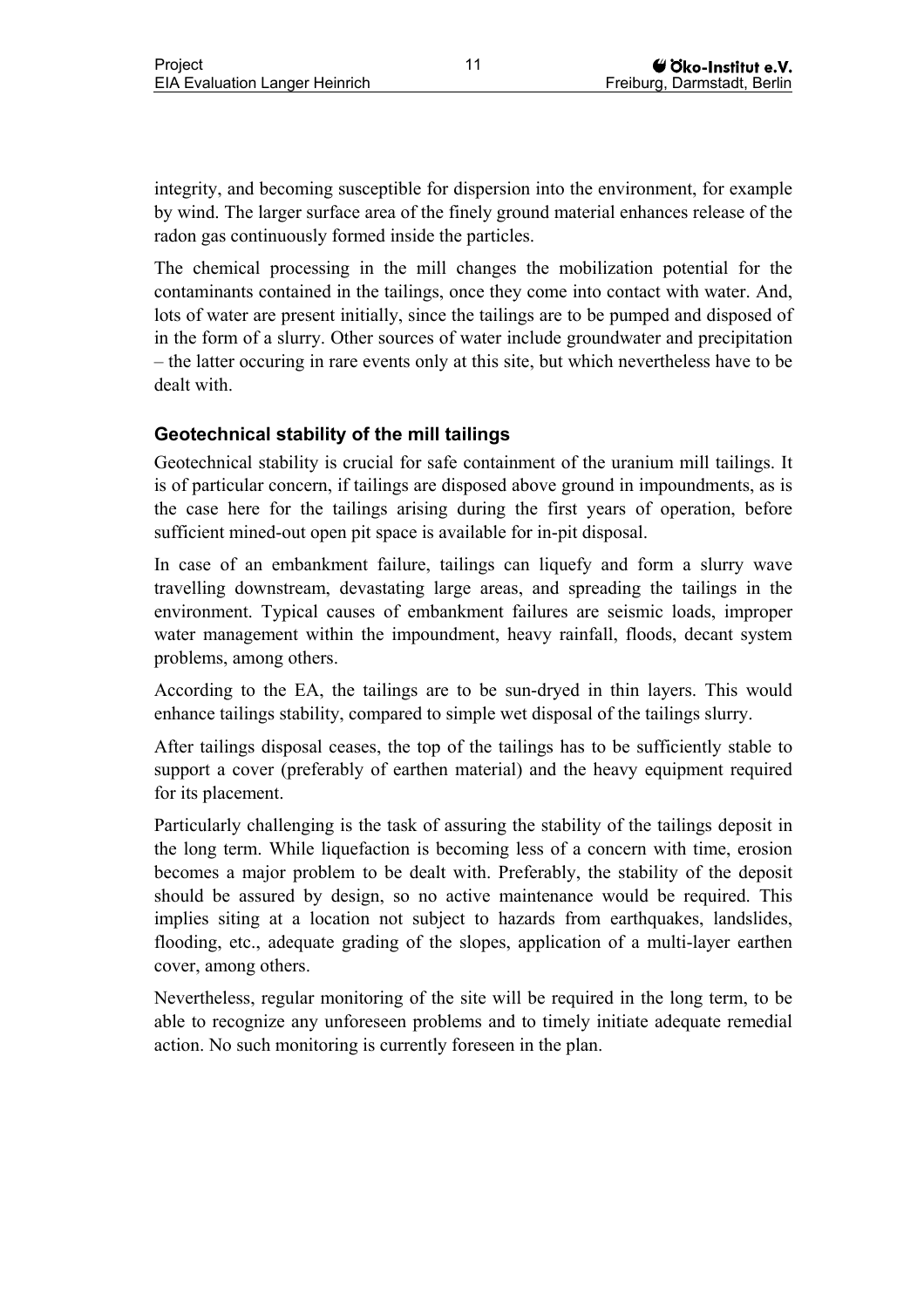integrity, and becoming susceptible for dispersion into the environment, for example by wind. The larger surface area of the finely ground material enhances release of the radon gas continuously formed inside the particles.

The chemical processing in the mill changes the mobilization potential for the contaminants contained in the tailings, once they come into contact with water. And, lots of water are present initially, since the tailings are to be pumped and disposed of in the form of a slurry. Other sources of water include groundwater and precipitation – the latter occuring in rare events only at this site, but which nevertheless have to be dealt with.

### Geotechnical stability of the mill tailings

Geotechnical stability is crucial for safe containment of the uranium mill tailings. It is of particular concern, if tailings are disposed above ground in impoundments, as is the case here for the tailings arising during the first years of operation, before sufficient mined-out open pit space is available for in-pit disposal.

In case of an embankment failure, tailings can liquefy and form a slurry wave travelling downstream, devastating large areas, and spreading the tailings in the environment. Typical causes of embankment failures are seismic loads, improper water management within the impoundment, heavy rainfall, floods, decant system problems, among others.

According to the EA, the tailings are to be sun-dryed in thin layers. This would enhance tailings stability, compared to simple wet disposal of the tailings slurry.

After tailings disposal ceases, the top of the tailings has to be sufficiently stable to support a cover (preferably of earthen material) and the heavy equipment required for its placement.

Particularly challenging is the task of assuring the stability of the tailings deposit in the long term. While liquefaction is becoming less of a concern with time, erosion becomes a major problem to be dealt with. Preferably, the stability of the deposit should be assured by design, so no active maintenance would be required. This implies siting at a location not subject to hazards from earthquakes, landslides, flooding, etc., adequate grading of the slopes, application of a multi-layer earthen cover, among others.

Nevertheless, regular monitoring of the site will be required in the long term, to be able to recognize any unforeseen problems and to timely initiate adequate remedial action. No such monitoring is currently foreseen in the plan.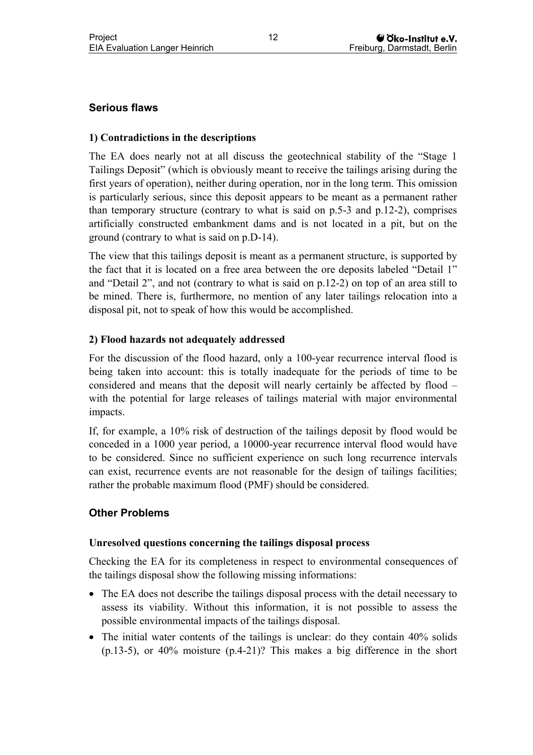## Serious flaws

### 1) Contradictions in the descriptions

The EA does nearly not at all discuss the geotechnical stability of the "Stage 1 Tailings Deposit" (which is obviously meant to receive the tailings arising during the first years of operation), neither during operation, nor in the long term. This omission is particularly serious, since this deposit appears to be meant as a permanent rather than temporary structure (contrary to what is said on p.5-3 and p.12-2), comprises artificially constructed embankment dams and is not located in a pit, but on the ground (contrary to what is said on p.D-14).

The view that this tailings deposit is meant as a permanent structure, is supported by the fact that it is located on a free area between the ore deposits labeled "Detail 1" and "Detail 2", and not (contrary to what is said on p.12-2) on top of an area still to be mined. There is, furthermore, no mention of any later tailings relocation into a disposal pit, not to speak of how this would be accomplished.

### 2) Flood hazards not adequately addressed

For the discussion of the flood hazard, only a 100-year recurrence interval flood is being taken into account: this is totally inadequate for the periods of time to be considered and means that the deposit will nearly certainly be affected by flood – with the potential for large releases of tailings material with major environmental impacts.

If, for example, a 10% risk of destruction of the tailings deposit by flood would be conceded in a 1000 year period, a 10000-year recurrence interval flood would have to be considered. Since no sufficient experience on such long recurrence intervals can exist, recurrence events are not reasonable for the design of tailings facilities; rather the probable maximum flood (PMF) should be considered.

## Other Problems

### Unresolved questions concerning the tailings disposal process

Checking the EA for its completeness in respect to environmental consequences of the tailings disposal show the following missing informations:

- The EA does not describe the tailings disposal process with the detail necessary to assess its viability. Without this information, it is not possible to assess the possible environmental impacts of the tailings disposal.
- The initial water contents of the tailings is unclear: do they contain 40% solids (p.13-5), or 40% moisture (p.4-21)? This makes a big difference in the short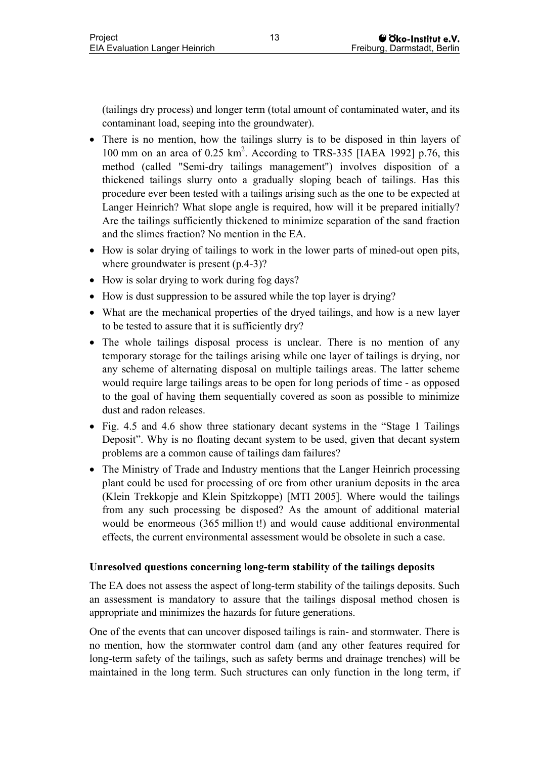(tailings dry process) and longer term (total amount of contaminated water, and its contaminant load, seeping into the groundwater).

- There is no mention, how the tailings slurry is to be disposed in thin layers of 100 mm on an area of 0.25 km$^2$. According to TRS-335 [IAEA 1992] p.76, this method (called "Semi-dry tailings management") involves disposition of a thickened tailings slurry onto a gradually sloping beach of tailings. Has this procedure ever been tested with a tailings arising such as the one to be expected at Langer Heinrich? What slope angle is required, how will it be prepared initially? Are the tailings sufficiently thickened to minimize separation of the sand fraction and the slimes fraction? No mention in the EA.
- How is solar drying of tailings to work in the lower parts of mined-out open pits, where groundwater is present (p.4-3)?
- How is solar drying to work during fog days?
- How is dust suppression to be assured while the top layer is drying?
- What are the mechanical properties of the dryed tailings, and how is a new layer to be tested to assure that it is sufficiently dry?
- The whole tailings disposal process is unclear. There is no mention of any temporary storage for the tailings arising while one layer of tailings is drying, nor any scheme of alternating disposal on multiple tailings areas. The latter scheme would require large tailings areas to be open for long periods of time - as opposed to the goal of having them sequentially covered as soon as possible to minimize dust and radon releases.
- Fig. 4.5 and 4.6 show three stationary decant systems in the “Stage 1 Tailings Deposit”. Why is no floating decant system to be used, given that decant system problems are a common cause of tailings dam failures?
- The Ministry of Trade and Industry mentions that the Langer Heinrich processing plant could be used for processing of ore from other uranium deposits in the area (Klein Trekkopje and Klein Spitzkoppe) [MTI 2005]. Where would the tailings from any such processing be disposed? As the amount of additional material would be enormeous (365 million t!) and would cause additional environmental effects, the current environmental assessment would be obsolete in such a case.

**Unresolved questions concerning long-term stability of the tailings deposits**

The EA does not assess the aspect of long-term stability of the tailings deposits. Such an assessment is mandatory to assure that the tailings disposal method chosen is appropriate and minimizes the hazards for future generations.

One of the events that can uncover disposed tailings is rain- and stormwater. There is no mention, how the stormwater control dam (and any other features required for long-term safety of the tailings, such as safety berms and drainage trenches) will be maintained in the long term. Such structures can only function in the long term, if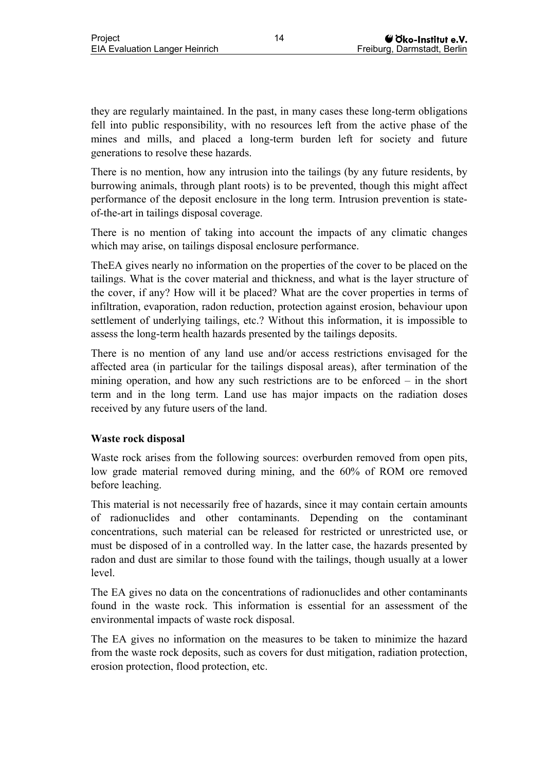they are regularly maintained. In the past, in many cases these long-term obligations fell into public responsibility, with no resources left from the active phase of the mines and mills, and placed a long-term burden left for society and future generations to resolve these hazards.

There is no mention, how any intrusion into the tailings (by any future residents, by burrowing animals, through plant roots) is to be prevented, though this might affect performance of the deposit enclosure in the long term. Intrusion prevention is state-of-the-art in tailings disposal coverage.

There is no mention of taking into account the impacts of any climatic changes which may arise, on tailings disposal enclosure performance.

TheEA gives nearly no information on the properties of the cover to be placed on the tailings. What is the cover material and thickness, and what is the layer structure of the cover, if any? How will it be placed? What are the cover properties in terms of infiltration, evaporation, radon reduction, protection against erosion, behaviour upon settlement of underlying tailings, etc.? Without this information, it is impossible to assess the long-term health hazards presented by the tailings deposits.

There is no mention of any land use and/or access restrictions envisaged for the affected area (in particular for the tailings disposal areas), after termination of the mining operation, and how any such restrictions are to be enforced – in the short term and in the long term. Land use has major impacts on the radiation doses received by any future users of the land.

**Waste rock disposal**

Waste rock arises from the following sources: overburden removed from open pits, low grade material removed during mining, and the 60% of ROM ore removed before leaching.

This material is not necessarily free of hazards, since it may contain certain amounts of radionuclides and other contaminants. Depending on the contaminant concentrations, such material can be released for restricted or unrestricted use, or must be disposed of in a controlled way. In the latter case, the hazards presented by radon and dust are similar to those found with the tailings, though usually at a lower level.

The EA gives no data on the concentrations of radionuclides and other contaminants found in the waste rock. This information is essential for an assessment of the environmental impacts of waste rock disposal.

The EA gives no information on the measures to be taken to minimize the hazard from the waste rock deposits, such as covers for dust mitigation, radiation protection, erosion protection, flood protection, etc.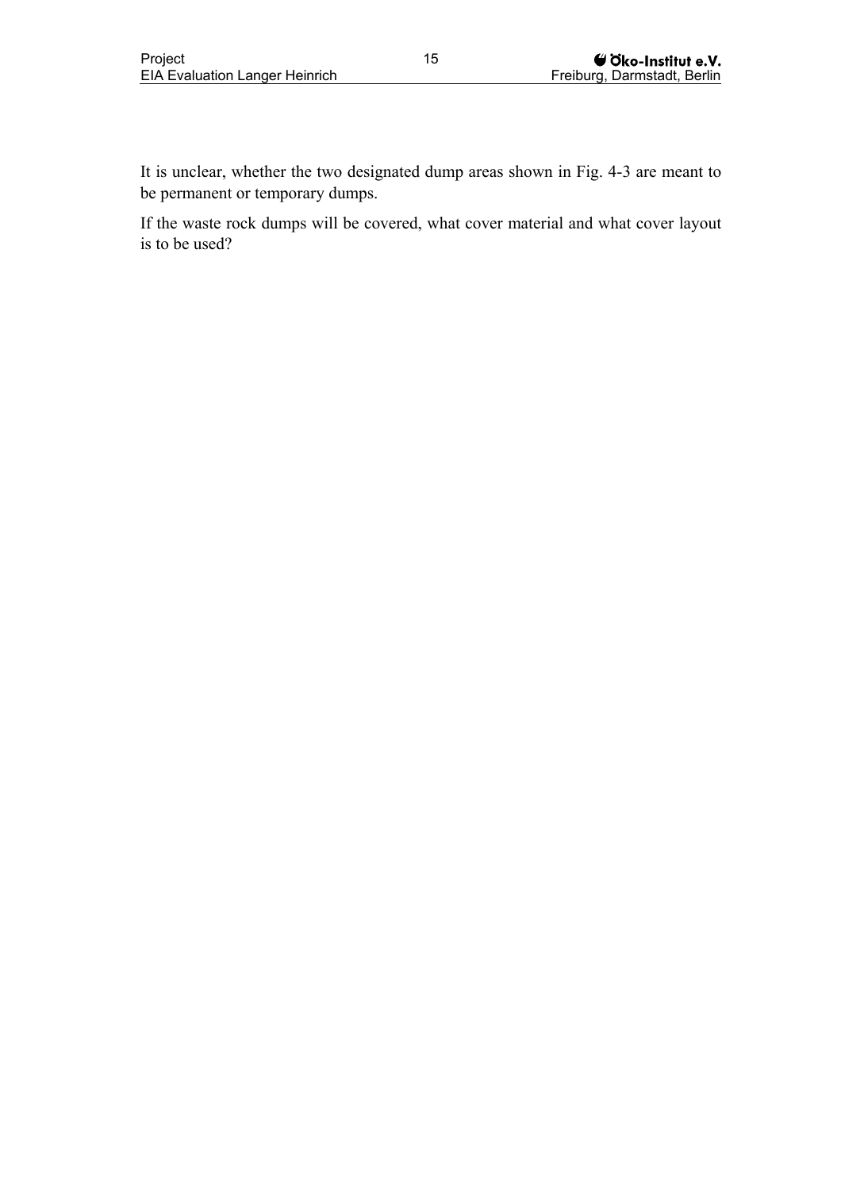It is unclear, whether the two designated dump areas shown in Fig. 4-3 are meant to be permanent or temporary dumps.

If the waste rock dumps will be covered, what cover material and what cover layout is to be used?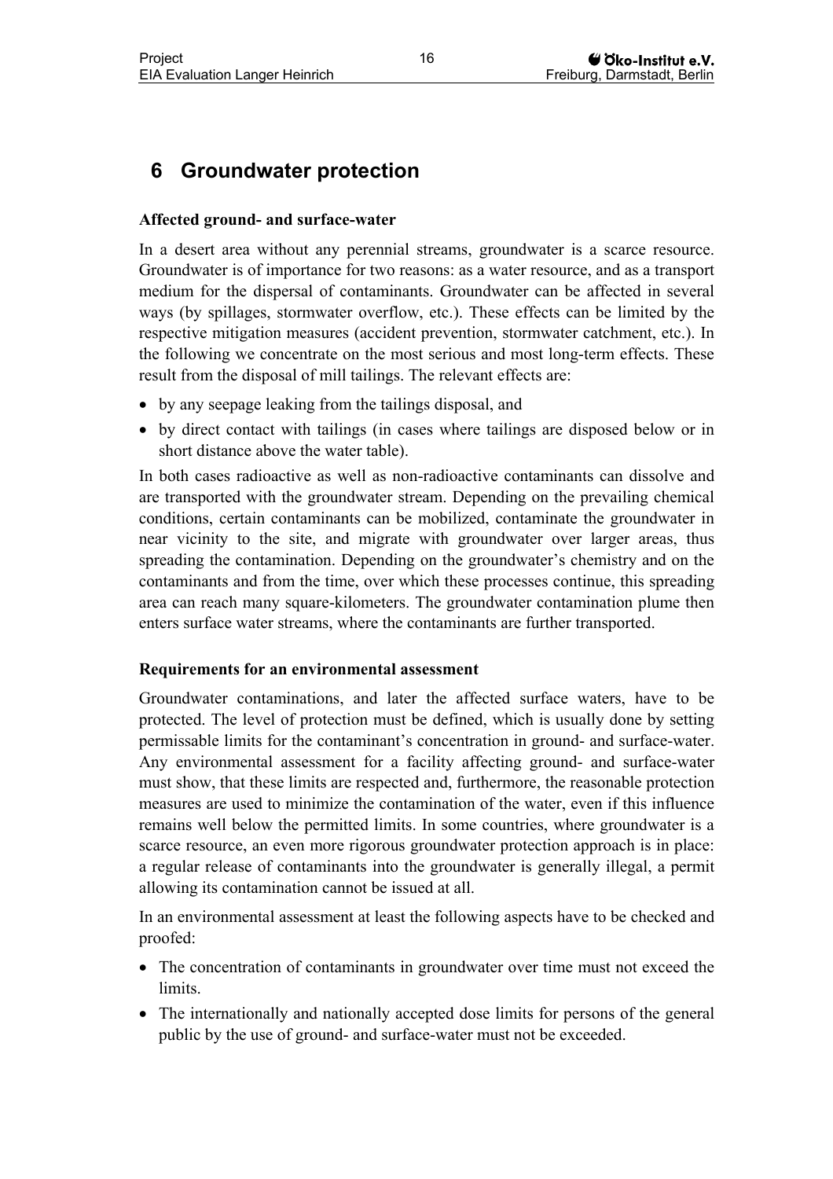# 6 Groundwater protection

**Affected ground- and surface-water**

In a desert area without any perennial streams, groundwater is a scarce resource. Groundwater is of importance for two reasons: as a water resource, and as a transport medium for the dispersal of contaminants. Groundwater can be affected in several ways (by spillages, stormwater overflow, etc.). These effects can be limited by the respective mitigation measures (accident prevention, stormwater catchment, etc.). In the following we concentrate on the most serious and most long-term effects. These result from the disposal of mill tailings. The relevant effects are:

- by any seepage leaking from the tailings disposal, and
- by direct contact with tailings (in cases where tailings are disposed below or in short distance above the water table).

In both cases radioactive as well as non-radioactive contaminants can dissolve and are transported with the groundwater stream. Depending on the prevailing chemical conditions, certain contaminants can be mobilized, contaminate the groundwater in near vicinity to the site, and migrate with groundwater over larger areas, thus spreading the contamination. Depending on the groundwater's chemistry and on the contaminants and from the time, over which these processes continue, this spreading area can reach many square-kilometers. The groundwater contamination plume then enters surface water streams, where the contaminants are further transported.

**Requirements for an environmental assessment**

Groundwater contaminations, and later the affected surface waters, have to be protected. The level of protection must be defined, which is usually done by setting permissable limits for the contaminant's concentration in ground- and surface-water. Any environmental assessment for a facility affecting ground- and surface-water must show, that these limits are respected and, furthermore, the reasonable protection measures are used to minimize the contamination of the water, even if this influence remains well below the permitted limits. In some countries, where groundwater is a scarce resource, an even more rigorous groundwater protection approach is in place: a regular release of contaminants into the groundwater is generally illegal, a permit allowing its contamination cannot be issued at all.

In an environmental assessment at least the following aspects have to be checked and proofed:

- The concentration of contaminants in groundwater over time must not exceed the limits.
- The internationally and nationally accepted dose limits for persons of the general public by the use of ground- and surface-water must not be exceeded.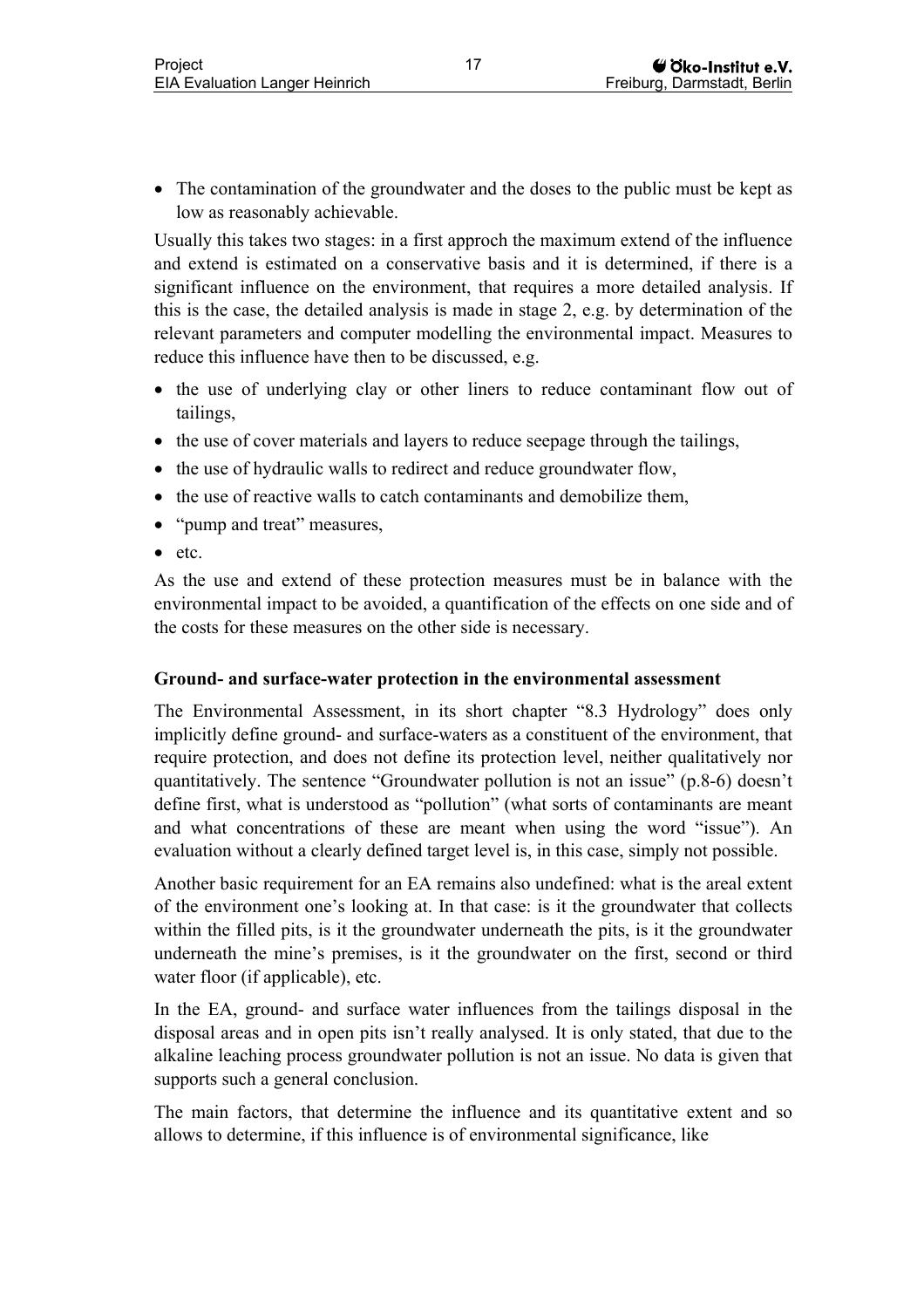- The contamination of the groundwater and the doses to the public must be kept as low as reasonably achievable.

Usually this takes two stages: in a first approch the maximum extend of the influence and extend is estimated on a conservative basis and it is determined, if there is a significant influence on the environment, that requires a more detailed analysis. If this is the case, the detailed analysis is made in stage 2, e.g. by determination of the relevant parameters and computer modelling the environmental impact. Measures to reduce this influence have then to be discussed, e.g.

- the use of underlying clay or other liners to reduce contaminant flow out of tailings,
- the use of cover materials and layers to reduce seepage through the tailings,
- the use of hydraulic walls to redirect and reduce groundwater flow,
- the use of reactive walls to catch contaminants and demobilize them,
- "pump and treat" measures,
- etc.

As the use and extend of these protection measures must be in balance with the environmental impact to be avoided, a quantification of the effects on one side and of the costs for these measures on the other side is necessary.

**Ground- and surface-water protection in the environmental assessment**

The Environmental Assessment, in its short chapter "8.3 Hydrology" does only implicitly define ground- and surface-waters as a constituent of the environment, that require protection, and does not define its protection level, neither qualitatively nor quantitatively. The sentence "Groundwater pollution is not an issue" (p.8-6) doesn't define first, what is understood as "pollution" (what sorts of contaminants are meant and what concentrations of these are meant when using the word "issue"). An evaluation without a clearly defined target level is, in this case, simply not possible.

Another basic requirement for an EA remains also undefined: what is the areal extent of the environment one's looking at. In that case: is it the groundwater that collects within the filled pits, is it the groundwater underneath the pits, is it the groundwater underneath the mine's premises, is it the groundwater on the first, second or third water floor (if applicable), etc.

In the EA, ground- and surface water influences from the tailings disposal in the disposal areas and in open pits isn't really analysed. It is only stated, that due to the alkaline leaching process groundwater pollution is not an issue. No data is given that supports such a general conclusion.

The main factors, that determine the influence and its quantitative extent and so allows to determine, if this influence is of environmental significance, like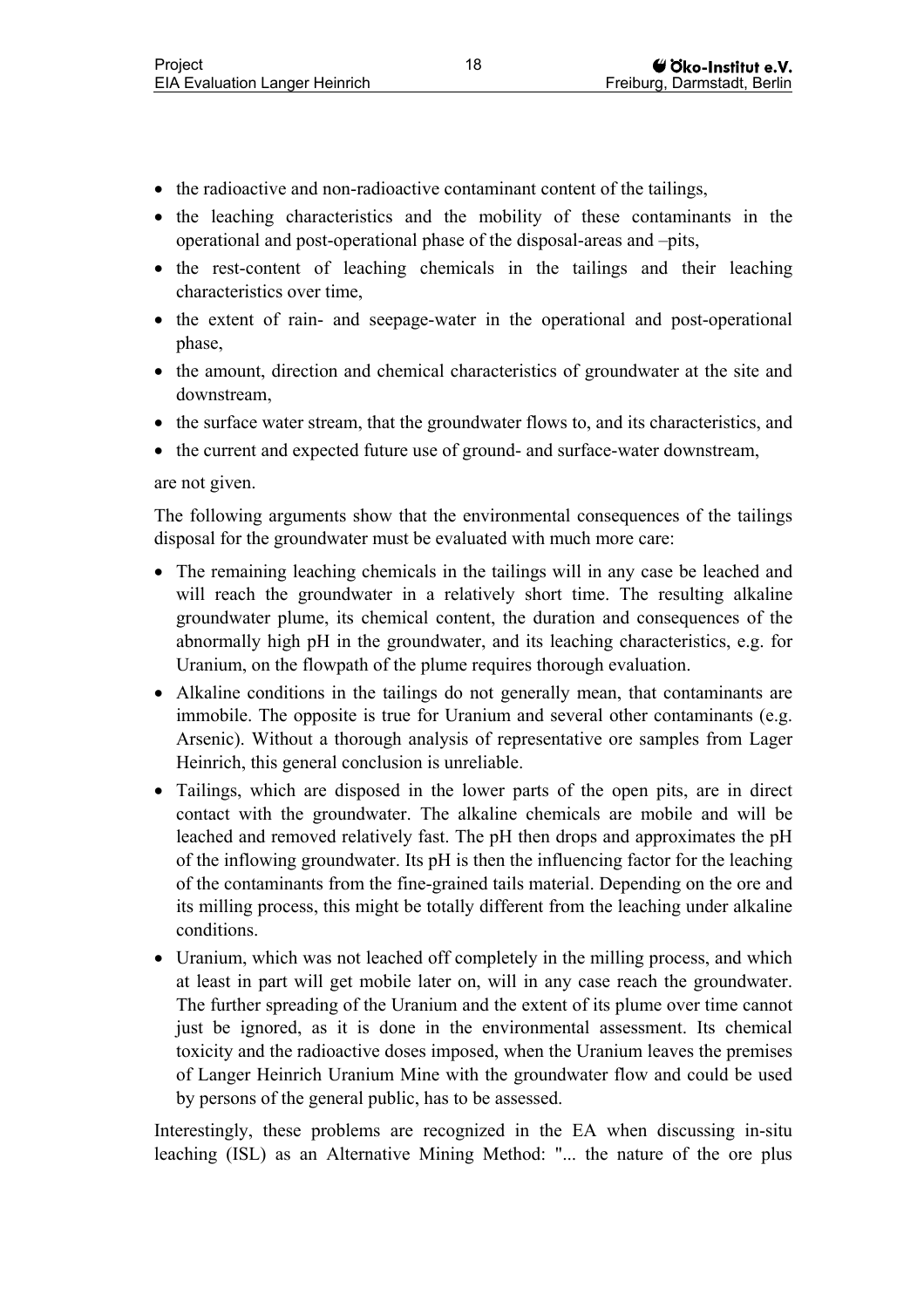- the radioactive and non-radioactive contaminant content of the tailings,
- the leaching characteristics and the mobility of these contaminants in the operational and post-operational phase of the disposal-areas and –pits,
- the rest-content of leaching chemicals in the tailings and their leaching characteristics over time,
- the extent of rain- and seepage-water in the operational and post-operational phase,
- the amount, direction and chemical characteristics of groundwater at the site and downstream,
- the surface water stream, that the groundwater flows to, and its characteristics, and
- the current and expected future use of ground- and surface-water downstream,

are not given.

The following arguments show that the environmental consequences of the tailings disposal for the groundwater must be evaluated with much more care:

- The remaining leaching chemicals in the tailings will in any case be leached and will reach the groundwater in a relatively short time. The resulting alkaline groundwater plume, its chemical content, the duration and consequences of the abnormally high pH in the groundwater, and its leaching characteristics, e.g. for Uranium, on the flowpath of the plume requires thorough evaluation.
- Alkaline conditions in the tailings do not generally mean, that contaminants are immobile. The opposite is true for Uranium and several other contaminants (e.g. Arsenic). Without a thorough analysis of representative ore samples from Lager Heinrich, this general conclusion is unreliable.
- Tailings, which are disposed in the lower parts of the open pits, are in direct contact with the groundwater. The alkaline chemicals are mobile and will be leached and removed relatively fast. The pH then drops and approximates the pH of the inflowing groundwater. Its pH is then the influencing factor for the leaching of the contaminants from the fine-grained tails material. Depending on the ore and its milling process, this might be totally different from the leaching under alkaline conditions.
- Uranium, which was not leached off completely in the milling process, and which at least in part will get mobile later on, will in any case reach the groundwater. The further spreading of the Uranium and the extent of its plume over time cannot just be ignored, as it is done in the environmental assessment. Its chemical toxicity and the radioactive doses imposed, when the Uranium leaves the premises of Langer Heinrich Uranium Mine with the groundwater flow and could be used by persons of the general public, has to be assessed.

Interestingly, these problems are recognized in the EA when discussing in-situ leaching (ISL) as an Alternative Mining Method: "... the nature of the ore plus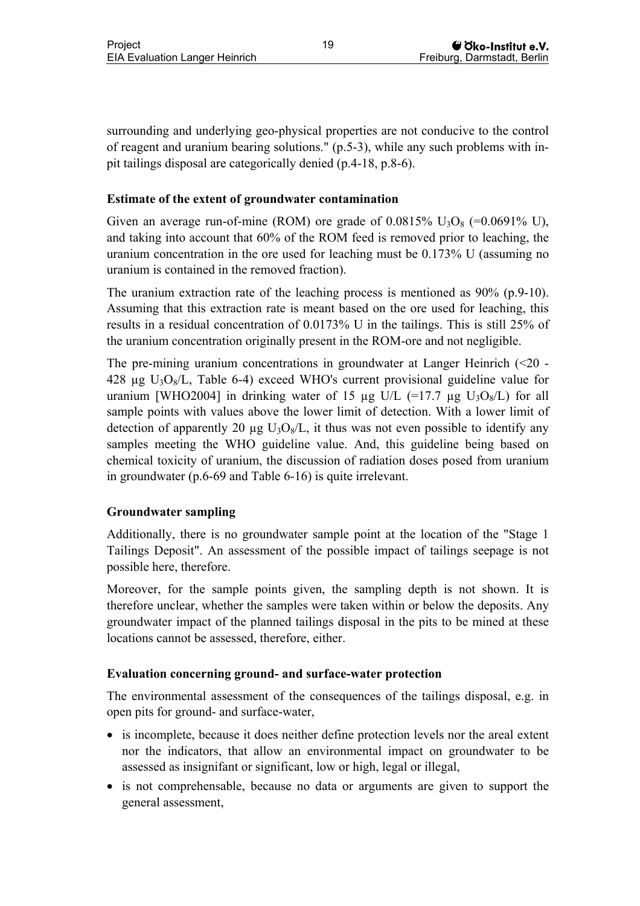surrounding and underlying geo-physical properties are not conducive to the control of reagent and uranium bearing solutions." (p.5-3), while any such problems with in-pit tailings disposal are categorically denied (p.4-18, p.8-6).

**Estimate of the extent of groundwater contamination**

Given an average run-of-mine (ROM) ore grade of 0.0815% $U_3O_8$ (=0.0691% U), and taking into account that 60% of the ROM feed is removed prior to leaching, the uranium concentration in the ore used for leaching must be 0.173% U (assuming no uranium is contained in the removed fraction).

The uranium extraction rate of the leaching process is mentioned as 90% (p.9-10). Assuming that this extraction rate is meant based on the ore used for leaching, this results in a residual concentration of 0.0173% U in the tailings. This is still 25% of the uranium concentration originally present in the ROM-ore and not negligible.

The pre-mining uranium concentrations in groundwater at Langer Heinrich (<20 - 428 µg $U_3O_8$/L, Table 6-4) exceed WHO's current provisional guideline value for uranium [WHO2004] in drinking water of 15 µg U/L (=17.7 µg $U_3O_8$/L) for all sample points with values above the lower limit of detection. With a lower limit of detection of apparently 20 µg $U_3O_8$/L, it thus was not even possible to identify any samples meeting the WHO guideline value. And, this guideline being based on chemical toxicity of uranium, the discussion of radiation doses posed from uranium in groundwater (p.6-69 and Table 6-16) is quite irrelevant.

**Groundwater sampling**

Additionally, there is no groundwater sample point at the location of the "Stage 1 Tailings Deposit". An assessment of the possible impact of tailings seepage is not possible here, therefore.

Moreover, for the sample points given, the sampling depth is not shown. It is therefore unclear, whether the samples were taken within or below the deposits. Any groundwater impact of the planned tailings disposal in the pits to be mined at these locations cannot be assessed, therefore, either.

**Evaluation concerning ground- and surface-water protection**

The environmental assessment of the consequences of the tailings disposal, e.g. in open pits for ground- and surface-water,

- is incomplete, because it does neither define protection levels nor the areal extent nor the indicators, that allow an environmental impact on groundwater to be assessed as insignifant or significant, low or high, legal or illegal,
- is not comprehensable, because no data or arguments are given to support the general assessment,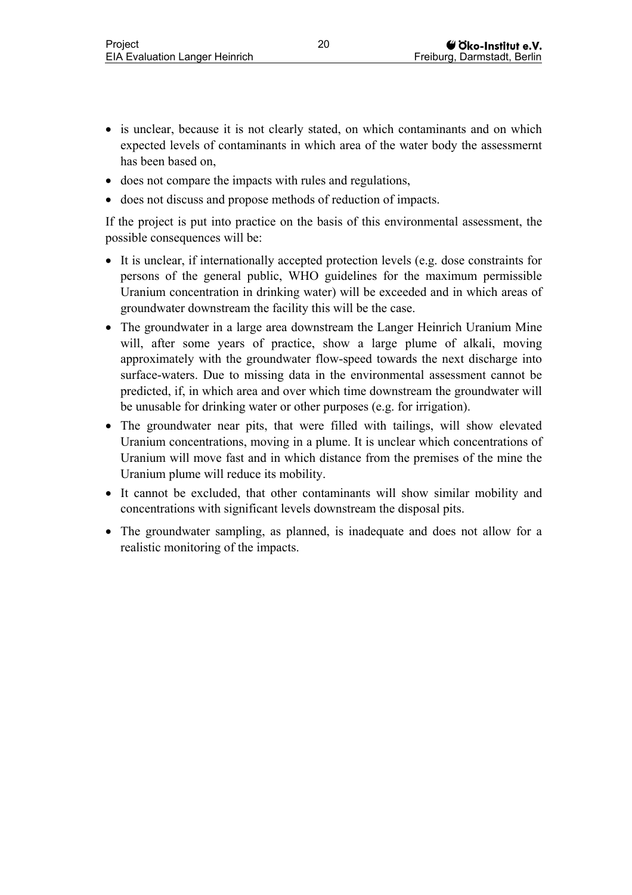- is unclear, because it is not clearly stated, on which contaminants and on which expected levels of contaminants in which area of the water body the assessmernt has been based on,
- does not compare the impacts with rules and regulations,
- does not discuss and propose methods of reduction of impacts.

If the project is put into practice on the basis of this environmental assessment, the possible consequences will be:

- It is unclear, if internationally accepted protection levels (e.g. dose constraints for persons of the general public, WHO guidelines for the maximum permissible Uranium concentration in drinking water) will be exceeded and in which areas of groundwater downstream the facility this will be the case.
- The groundwater in a large area downstream the Langer Heinrich Uranium Mine will, after some years of practice, show a large plume of alkali, moving approximately with the groundwater flow-speed towards the next discharge into surface-waters. Due to missing data in the environmental assessment cannot be predicted, if, in which area and over which time downstream the groundwater will be unusable for drinking water or other purposes (e.g. for irrigation).
- The groundwater near pits, that were filled with tailings, will show elevated Uranium concentrations, moving in a plume. It is unclear which concentrations of Uranium will move fast and in which distance from the premises of the mine the Uranium plume will reduce its mobility.
- It cannot be excluded, that other contaminants will show similar mobility and concentrations with significant levels downstream the disposal pits.
- The groundwater sampling, as planned, is inadequate and does not allow for a realistic monitoring of the impacts.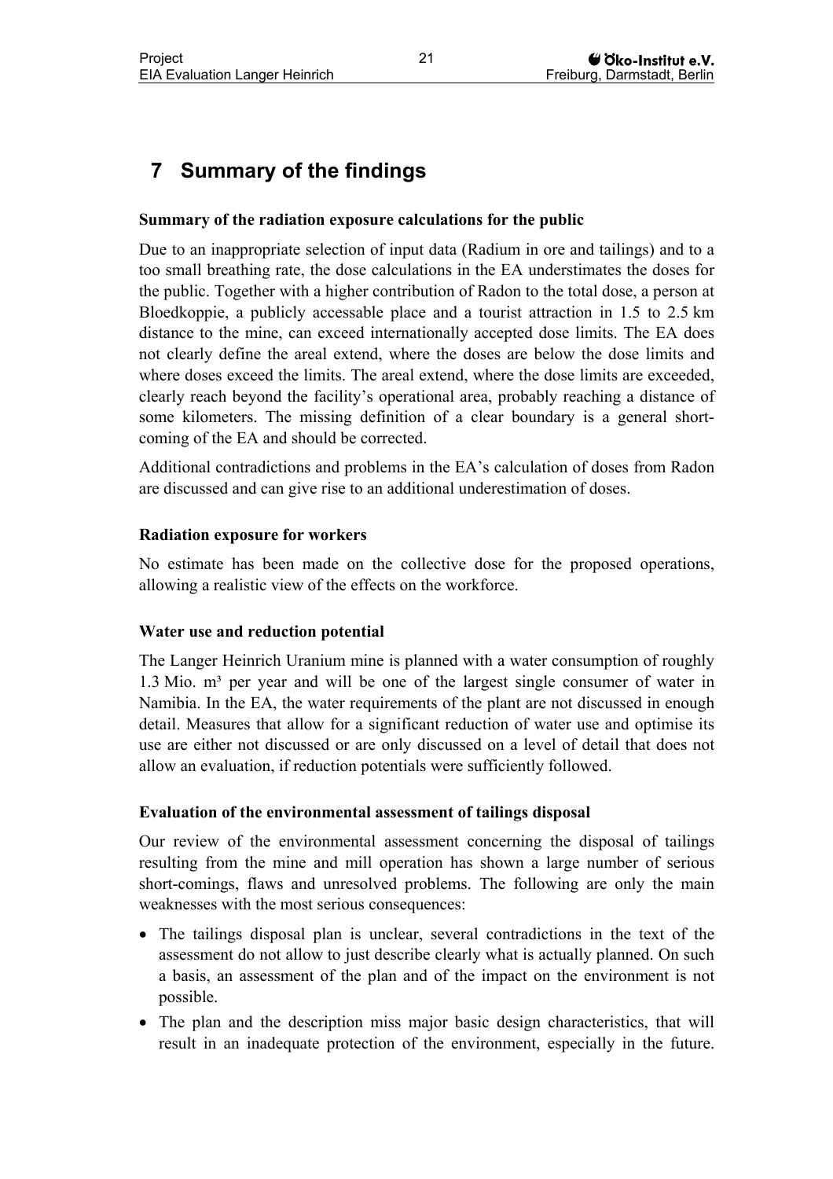# 7 Summary of the findings

**Summary of the radiation exposure calculations for the public**

Due to an inappropriate selection of input data (Radium in ore and tailings) and to a too small breathing rate, the dose calculations in the EA understimates the doses for the public. Together with a higher contribution of Radon to the total dose, a person at Bloedkoppie, a publicly accessable place and a tourist attraction in 1.5 to 2.5 km distance to the mine, can exceed internationally accepted dose limits. The EA does not clearly define the areal extend, where the doses are below the dose limits and where doses exceed the limits. The areal extend, where the dose limits are exceeded, clearly reach beyond the facility's operational area, probably reaching a distance of some kilometers. The missing definition of a clear boundary is a general short-coming of the EA and should be corrected.

Additional contradictions and problems in the EA's calculation of doses from Radon are discussed and can give rise to an additional underestimation of doses.

**Radiation exposure for workers**

No estimate has been made on the collective dose for the proposed operations, allowing a realistic view of the effects on the workforce.

**Water use and reduction potential**

The Langer Heinrich Uranium mine is planned with a water consumption of roughly 1.3 Mio. m³ per year and will be one of the largest single consumer of water in Namibia. In the EA, the water requirements of the plant are not discussed in enough detail. Measures that allow for a significant reduction of water use and optimise its use are either not discussed or are only discussed on a level of detail that does not allow an evaluation, if reduction potentials were sufficiently followed.

**Evaluation of the environmental assessment of tailings disposal**

Our review of the environmental assessment concerning the disposal of tailings resulting from the mine and mill operation has shown a large number of serious short-comings, flaws and unresolved problems. The following are only the main weaknesses with the most serious consequences:

- The tailings disposal plan is unclear, several contradictions in the text of the assessment do not allow to just describe clearly what is actually planned. On such a basis, an assessment of the plan and of the impact on the environment is not possible.
- The plan and the description miss major basic design characteristics, that will result in an inadequate protection of the environment, especially in the future.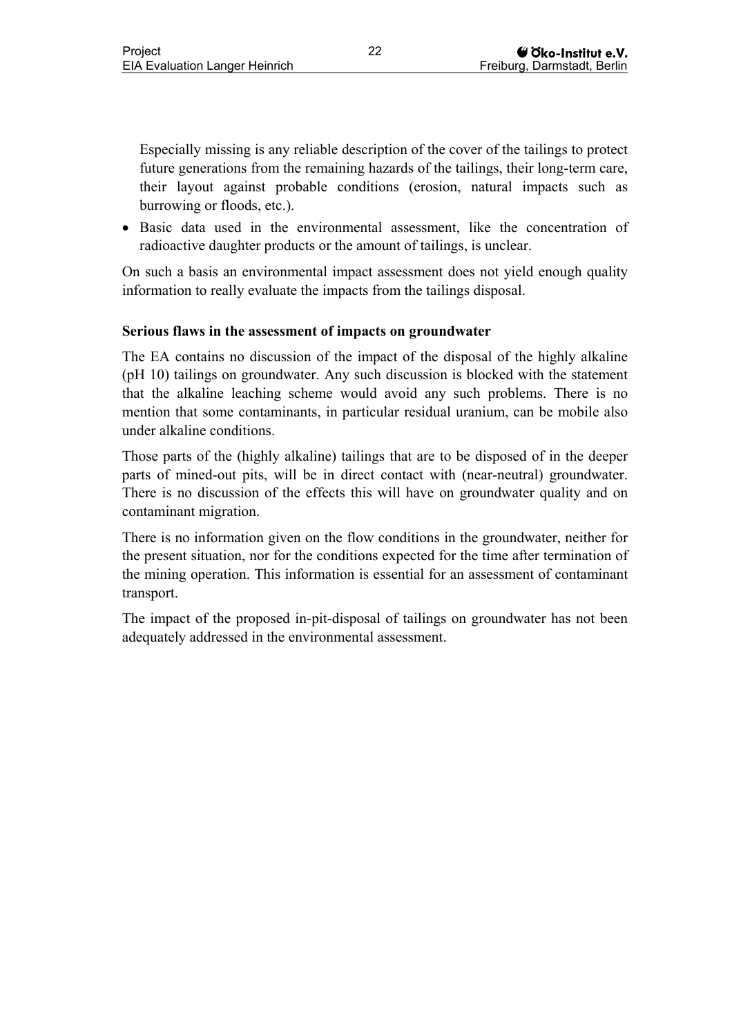Especially missing is any reliable description of the cover of the tailings to protect future generations from the remaining hazards of the tailings, their long-term care, their layout against probable conditions (erosion, natural impacts such as burrowing or floods, etc.).

- Basic data used in the environmental assessment, like the concentration of radioactive daughter products or the amount of tailings, is unclear.

On such a basis an environmental impact assessment does not yield enough quality information to really evaluate the impacts from the tailings disposal.

**Serious flaws in the assessment of impacts on groundwater**

The EA contains no discussion of the impact of the disposal of the highly alkaline (pH 10) tailings on groundwater. Any such discussion is blocked with the statement that the alkaline leaching scheme would avoid any such problems. There is no mention that some contaminants, in particular residual uranium, can be mobile also under alkaline conditions.

Those parts of the (highly alkaline) tailings that are to be disposed of in the deeper parts of mined-out pits, will be in direct contact with (near-neutral) groundwater. There is no discussion of the effects this will have on groundwater quality and on contaminant migration.

There is no information given on the flow conditions in the groundwater, neither for the present situation, nor for the conditions expected for the time after termination of the mining operation. This information is essential for an assessment of contaminant transport.

The impact of the proposed in-pit-disposal of tailings on groundwater has not been adequately addressed in the environmental assessment.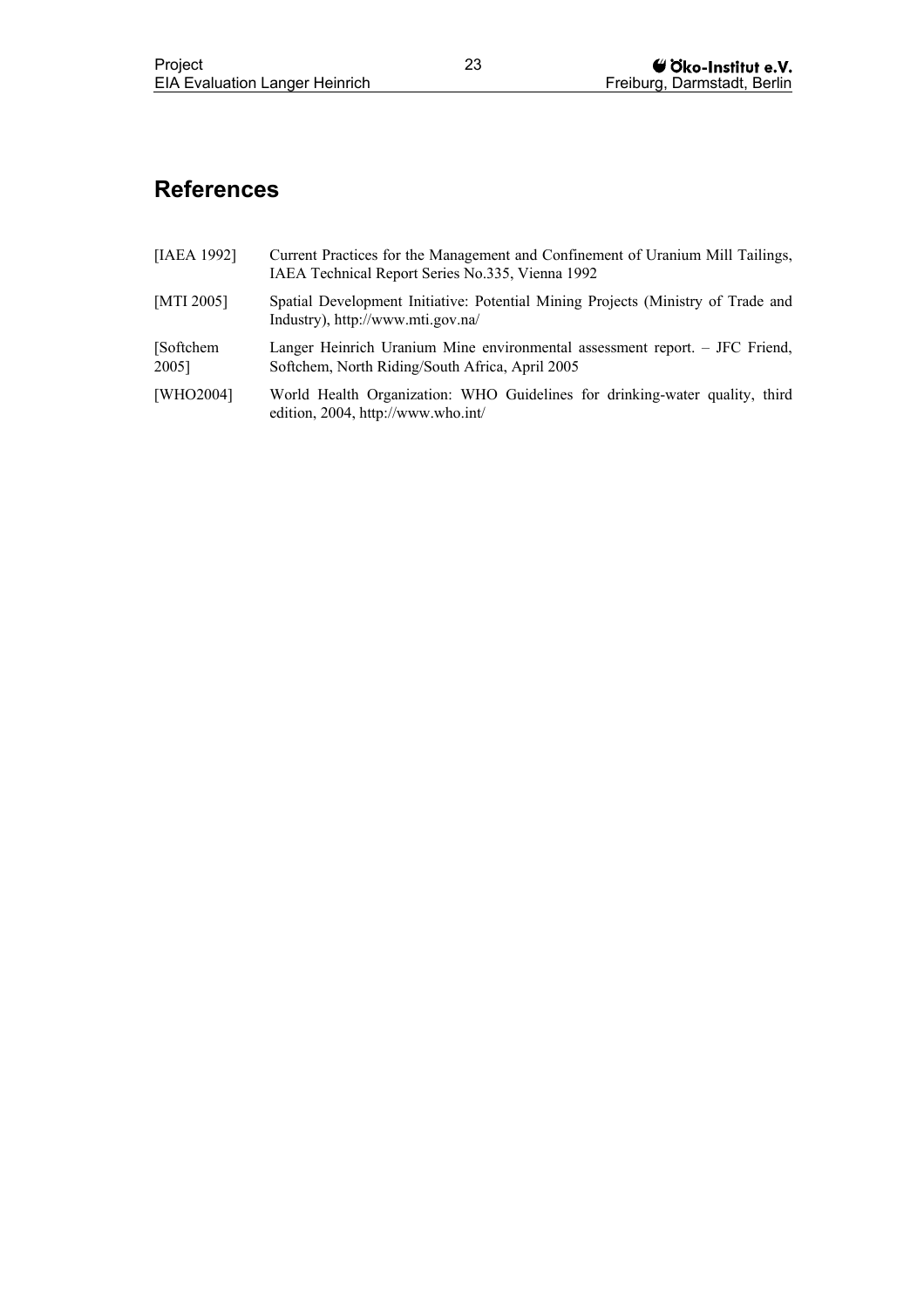# References

[IAEA 1992] Current Practices for the Management and Confinement of Uranium Mill Tailings, IAEA Technical Report Series No.335, Vienna 1992

[MTI 2005] Spatial Development Initiative: Potential Mining Projects (Ministry of Trade and Industry), http://www.mti.gov.na/

[Softchem 2005] Langer Heinrich Uranium Mine environmental assessment report. – JFC Friend, Softchem, North Riding/South Africa, April 2005

[WHO2004] World Health Organization: WHO Guidelines for drinking-water quality, third edition, 2004, http://www.who.int/